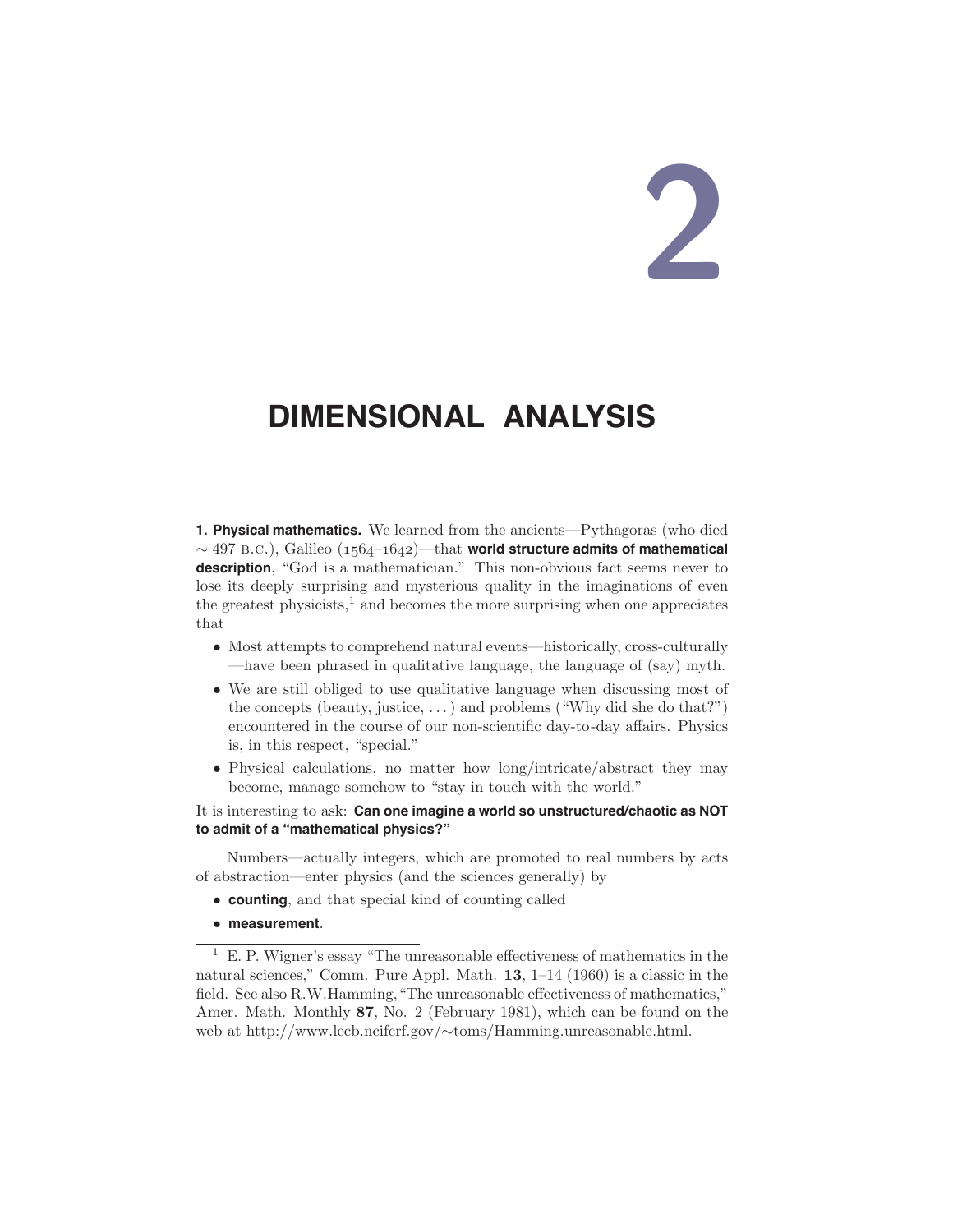# 2

# DIMENSIONAL ANALYSIS

**1. Physical mathematics.** We learned from the ancients—Pythagoras (who died $\sim 497$ B.C.), Galileo (1564–1642)—that **world structure admits of mathematical description**, "God is a mathematician." This non-obvious fact seems never to lose its deeply surprising and mysterious quality in the imaginations of even the greatest physicists,[1] and becomes the more surprising when one appreciates that

- Most attempts to comprehend natural events—historically, cross-culturally —have been phrased in qualitative language, the language of (say) myth.
- We are still obliged to use qualitative language when discussing most of the concepts (beauty, justice, . . . ) and problems ("Why did she do that?") encountered in the course of our non-scientific day-to-day affairs. Physics is, in this respect, "special."
- Physical calculations, no matter how long/intricate/abstract they may become, manage somehow to "stay in touch with the world."

It is interesting to ask: **Can one imagine a world so unstructured/chaotic as NOT to admit of a "mathematical physics?"**

Numbers—actually integers, which are promoted to real numbers by acts of abstraction—enter physics (and the sciences generally) by

- **counting**, and that special kind of counting called
- **measurement**.

---

[1] E. P. Wigner's essay "The unreasonable effectiveness of mathematics in the natural sciences," Comm. Pure Appl. Math. **13**, 1–14 (1960) is a classic in the field. See also R.W.Hamming, "The unreasonable effectiveness of mathematics," Amer. Math. Monthly **87**, No. 2 (February 1981), which can be found on the web at http://www.lecb.ncifcrf.gov/~toms/Hamming.unreasonable.html.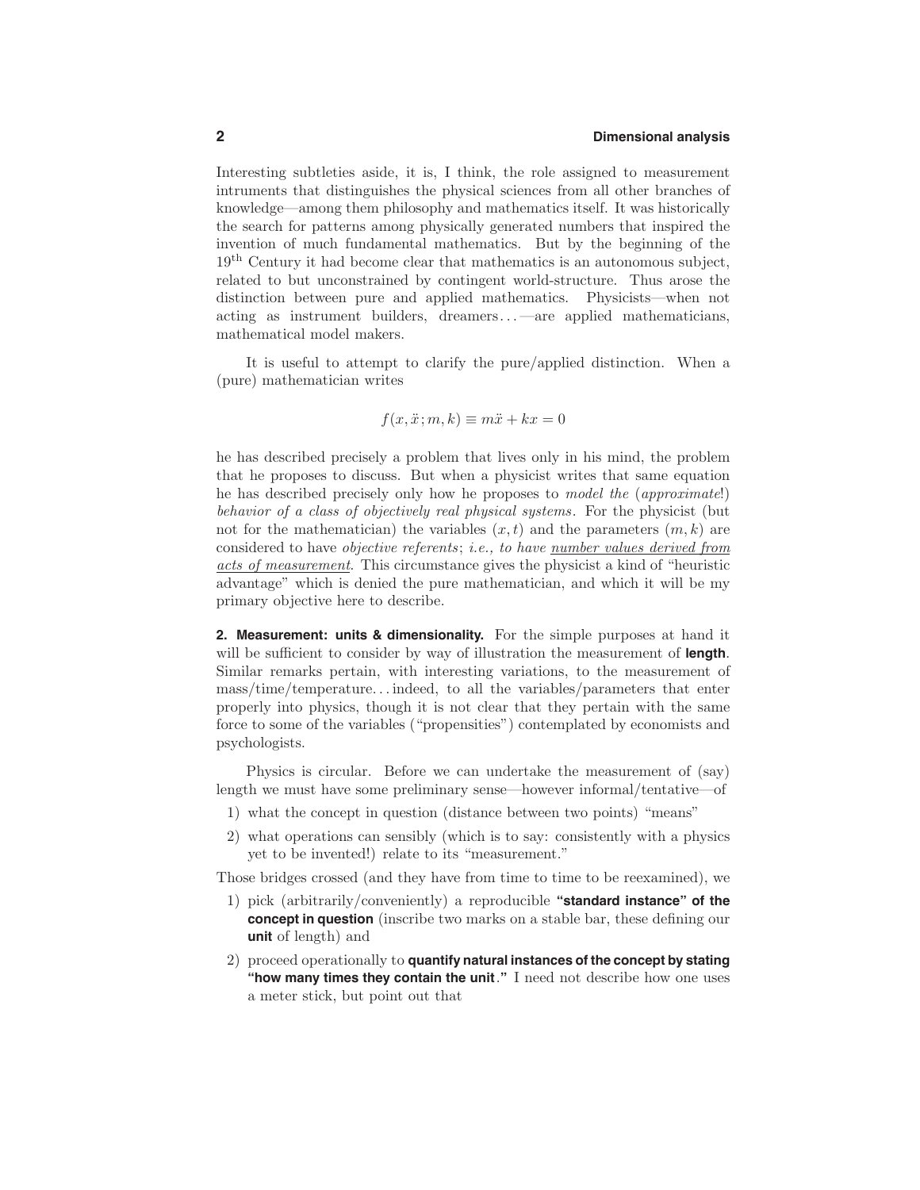Interesting subtleties aside, it is, I think, the role assigned to measurement intruments that distinguishes the physical sciences from all other branches of knowledge—among them philosophy and mathematics itself. It was historically the search for patterns among physically generated numbers that inspired the invention of much fundamental mathematics. But by the beginning of the 19th Century it had become clear that mathematics is an autonomous subject, related to but unconstrained by contingent world-structure. Thus arose the distinction between pure and applied mathematics. Physicists—when not acting as instrument builders, dreamers. . . —are applied mathematicians, mathematical model makers.

It is useful to attempt to clarify the pure/applied distinction. When a (pure) mathematician writes

$$f(x, \ddot{x}; m, k) \equiv m\ddot{x} + kx = 0$$

he has described precisely a problem that lives only in his mind, the problem that he proposes to discuss. But when a physicist writes that same equation he has described precisely only how he proposes to *model the* (*approximate*!) *behavior of a class of objectively real physical systems*. For the physicist (but not for the mathematician) the variables $(x, t)$ and the parameters $(m, k)$ are considered to have *objective referents*; *i.e., to have* number values derived from acts of measurement. This circumstance gives the physicist a kind of "heuristic advantage" which is denied the pure mathematician, and which it will be my primary objective here to describe.

**2. Measurement: units & dimensionality.** For the simple purposes at hand it will be sufficient to consider by way of illustration the measurement of **length**. Similar remarks pertain, with interesting variations, to the measurement of mass/time/temperature. . . indeed, to all the variables/parameters that enter properly into physics, though it is not clear that they pertain with the same force to some of the variables ("propensities") contemplated by economists and psychologists.

Physics is circular. Before we can undertake the measurement of (say) length we must have some preliminary sense—however informal/tentative—of

1) what the concept in question (distance between two points) "means"
2) what operations can sensibly (which is to say: consistently with a physics yet to be invented!) relate to its "measurement."

Those bridges crossed (and they have from time to time to be reexamined), we

1) pick (arbitrarily/conveniently) a reproducible **"standard instance" of the concept in question** (inscribe two marks on a stable bar, these defining our **unit** of length) and
2) proceed operationally to **quantify natural instances of the concept by stating "how many times they contain the unit."** I need not describe how one uses a meter stick, but point out that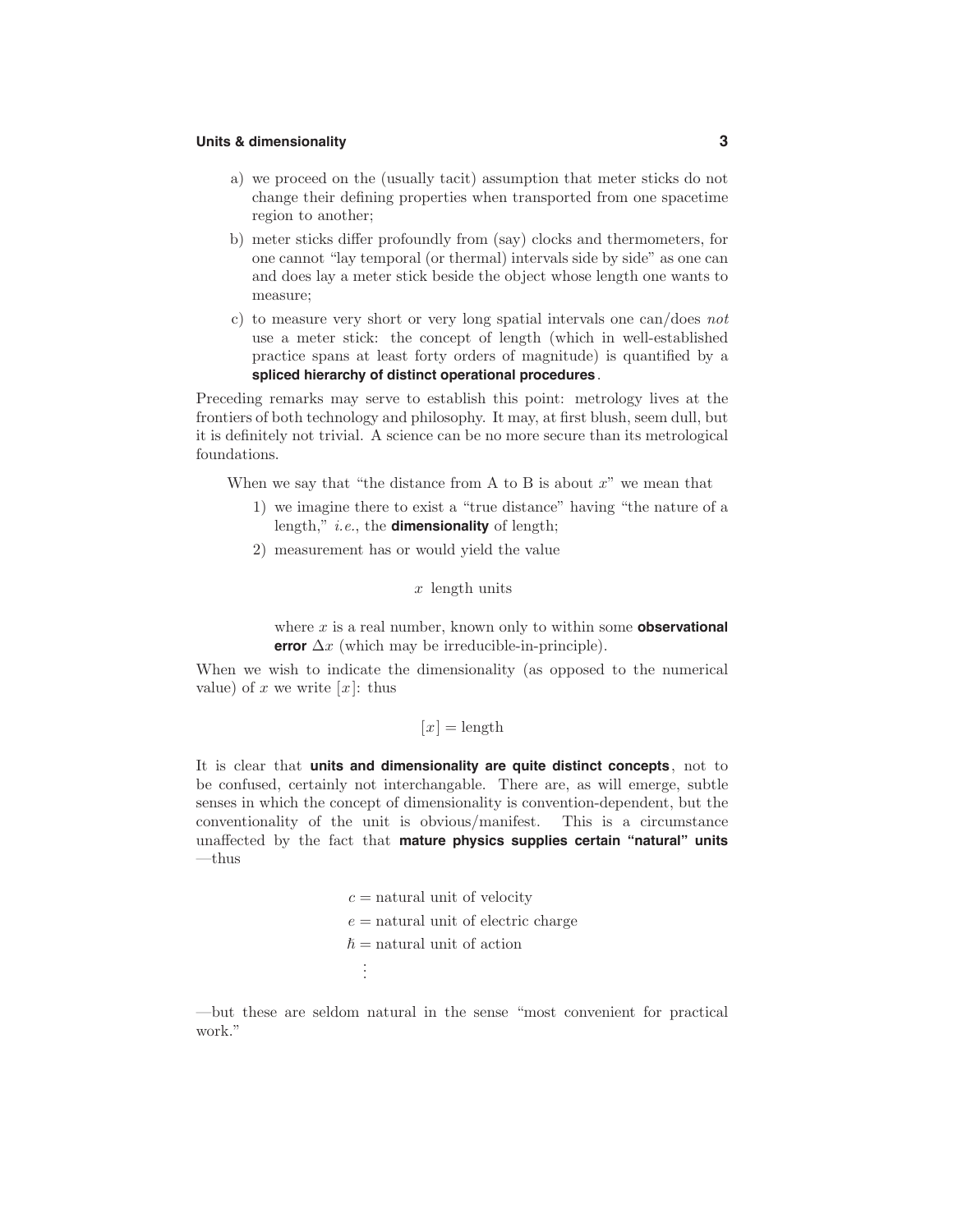a) we proceed on the (usually tacit) assumption that meter sticks do not change their defining properties when transported from one spacetime region to another;

b) meter sticks differ profoundly from (say) clocks and thermometers, for one cannot "lay temporal (or thermal) intervals side by side" as one can and does lay a meter stick beside the object whose length one wants to measure;

c) to measure very short or very long spatial intervals one can/does *not* use a meter stick: the concept of length (which in well-established practice spans at least forty orders of magnitude) is quantified by a **spliced hierarchy of distinct operational procedures**.

Preceding remarks may serve to establish this point: metrology lives at the frontiers of both technology and philosophy. It may, at first blush, seem dull, but it is definitely not trivial. A science can be no more secure than its metrological foundations.

When we say that "the distance from A to B is about $x$" we mean that

1) we imagine there to exist a "true distance" having "the nature of a length," *i.e.*, the **dimensionality** of length;

2) measurement has or would yield the value

$$x \text{ length units}$$

where $x$ is a real number, known only to within some **observational error** $\Delta x$ (which may be irreducible-in-principle).

When we wish to indicate the dimensionality (as opposed to the numerical value) of $x$ we write $[x]$: thus

$$[x] = \text{length}$$

It is clear that **units and dimensionality are quite distinct concepts**, not to be confused, certainly not interchangable. There are, as will emerge, subtle senses in which the concept of dimensionality is convention-dependent, but the conventionality of the unit is obvious/manifest. This is a circumstance unaffected by the fact that **mature physics supplies certain "natural" units**—thus

$$\begin{aligned}
c &= \text{natural unit of velocity}\\
e &= \text{natural unit of electric charge}\\
\hbar &= \text{natural unit of action}\\
&\ \vdots
\end{aligned}$$

—but these are seldom natural in the sense "most convenient for practical work."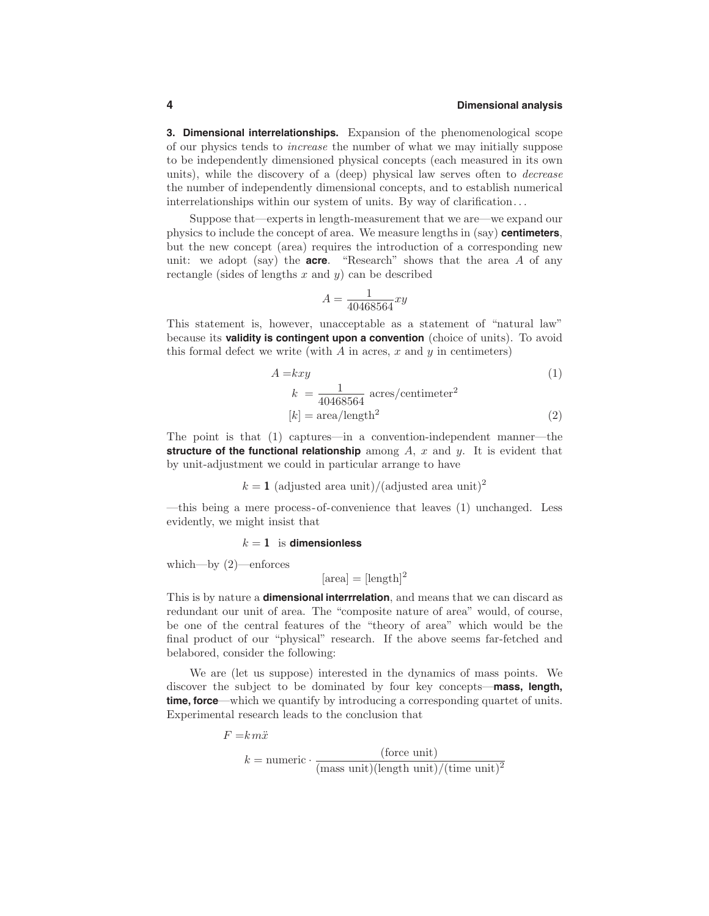**3. Dimensional interrelationships.** Expansion of the phenomenological scope of our physics tends to *increase* the number of what we may initially suppose to be independently dimensioned physical concepts (each measured in its own units), while the discovery of a (deep) physical law serves often to *decrease* the number of independently dimensional concepts, and to establish numerical interrelationships within our system of units. By way of clarification...

Suppose that—experts in length-measurement that we are—we expand our physics to include the concept of area. We measure lengths in (say) **centimeters**, but the new concept (area) requires the introduction of a corresponding new unit: we adopt (say) the **acre**. "Research" shows that the area $A$ of any rectangle (sides of lengths $x$ and $y$) can be described

$$A = \frac{1}{40468564}xy$$

This statement is, however, unacceptable as a statement of "natural law" because its **validity is contingent upon a convention** (choice of units). To avoid this formal defect we write (with $A$ in acres, $x$ and $y$ in centimeters)

$$A = kxy \tag{1}$$

$$k = \frac{1}{40468564} \text{ acres/centimeter}^2$$

$$[k] = \text{area/length}^2 \tag{2}$$

The point is that (1) captures—in a convention-independent manner—the **structure of the functional relationship** among $A$, $x$ and $y$. It is evident that by unit-adjustment we could in particular arrange to have

$$k = \mathbf{1} \text{ (adjusted area unit)/(adjusted area unit)}^2$$

—this being a mere process-of-convenience that leaves (1) unchanged. Less evidently, we might insist that

$$k = \mathbf{1} \text{ is } \textbf{dimensionless}$$

which—by (2)—enforces

$$[\text{area}] = [\text{length}]^2$$

This is by nature a **dimensional interrrelation**, and means that we can discard as redundant our unit of area. The "composite nature of area" would, of course, be one of the central features of the "theory of area" which would be the final product of our "physical" research. If the above seems far-fetched and belabored, consider the following:

We are (let us suppose) interested in the dynamics of mass points. We discover the subject to be dominated by four key concepts—**mass, length, time, force**—which we quantify by introducing a corresponding quartet of units. Experimental research leads to the conclusion that

$$F = km\ddot{x}$$

$$k = \text{numeric} \cdot \frac{\text{(force unit)}}{\text{(mass unit)(length unit)/(time unit)}^2}$$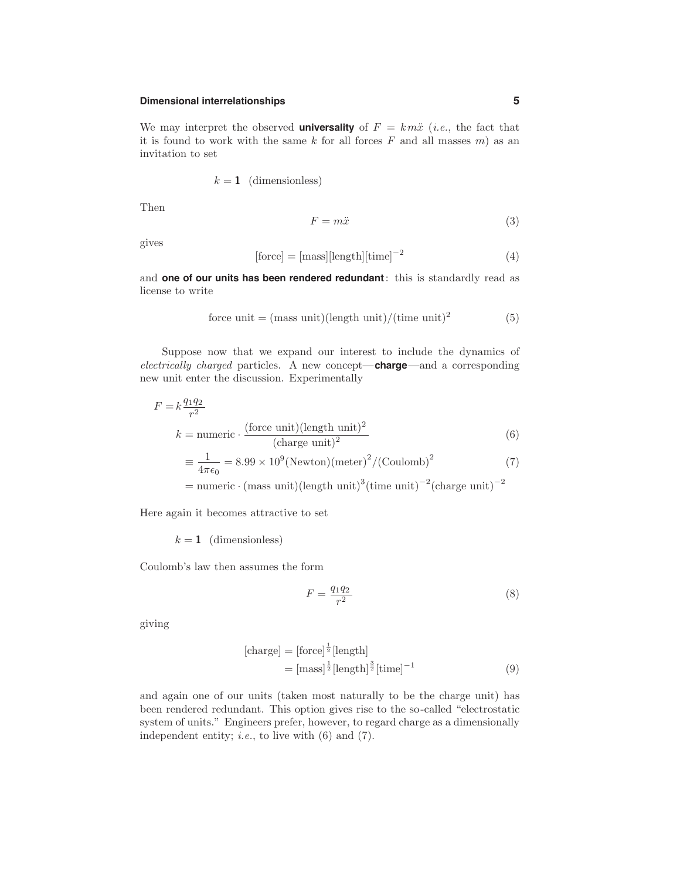We may interpret the observed **universality** of $F = km\ddot{x}$ (*i.e.*, the fact that it is found to work with the same $k$ for all forces $F$ and all masses $m$) as an invitation to set

$$k = \mathbf{1} \quad \text{(dimensionless)}$$

Then

$$F = m\ddot{x} \tag{3}$$

gives

$$[\text{force}] = [\text{mass}][\text{length}][\text{time}]^{-2} \tag{4}$$

and **one of our units has been rendered redundant**: this is standardly read as license to write

$$\text{force unit} = (\text{mass unit})(\text{length unit})/(\text{time unit})^2 \tag{5}$$

Suppose now that we expand our interest to include the dynamics of *electrically charged* particles. A new concept—**charge**—and a corresponding new unit enter the discussion. Experimentally

$$
\begin{aligned}
F &= k\frac{q_1 q_2}{r^2} \\
k &= \text{numeric} \cdot \frac{(\text{force unit})(\text{length unit})^2}{(\text{charge unit})^2} &(6)\\
&\equiv \frac{1}{4\pi\epsilon_0} = 8.99 \times 10^9 (\text{Newton})(\text{meter})^2/(\text{Coulomb})^2 &(7)\\
&= \text{numeric} \cdot (\text{mass unit})(\text{length unit})^3(\text{time unit})^{-2}(\text{charge unit})^{-2}
\end{aligned}
$$

Here again it becomes attractive to set

$$k = \mathbf{1} \quad \text{(dimensionless)}$$

Coulomb's law then assumes the form

$$F = \frac{q_1 q_2}{r^2} \tag{8}$$

giving

$$
\begin{aligned}
[\text{charge}] &= [\text{force}]^{\frac{1}{2}}[\text{length}] \\
&= [\text{mass}]^{\frac{1}{2}}[\text{length}]^{\frac{3}{2}}[\text{time}]^{-1}
\end{aligned} \tag{9}
$$

and again one of our units (taken most naturally to be the charge unit) has been rendered redundant. This option gives rise to the so-called "electrostatic system of units." Engineers prefer, however, to regard charge as a dimensionally independent entity; *i.e.*, to live with (6) and (7).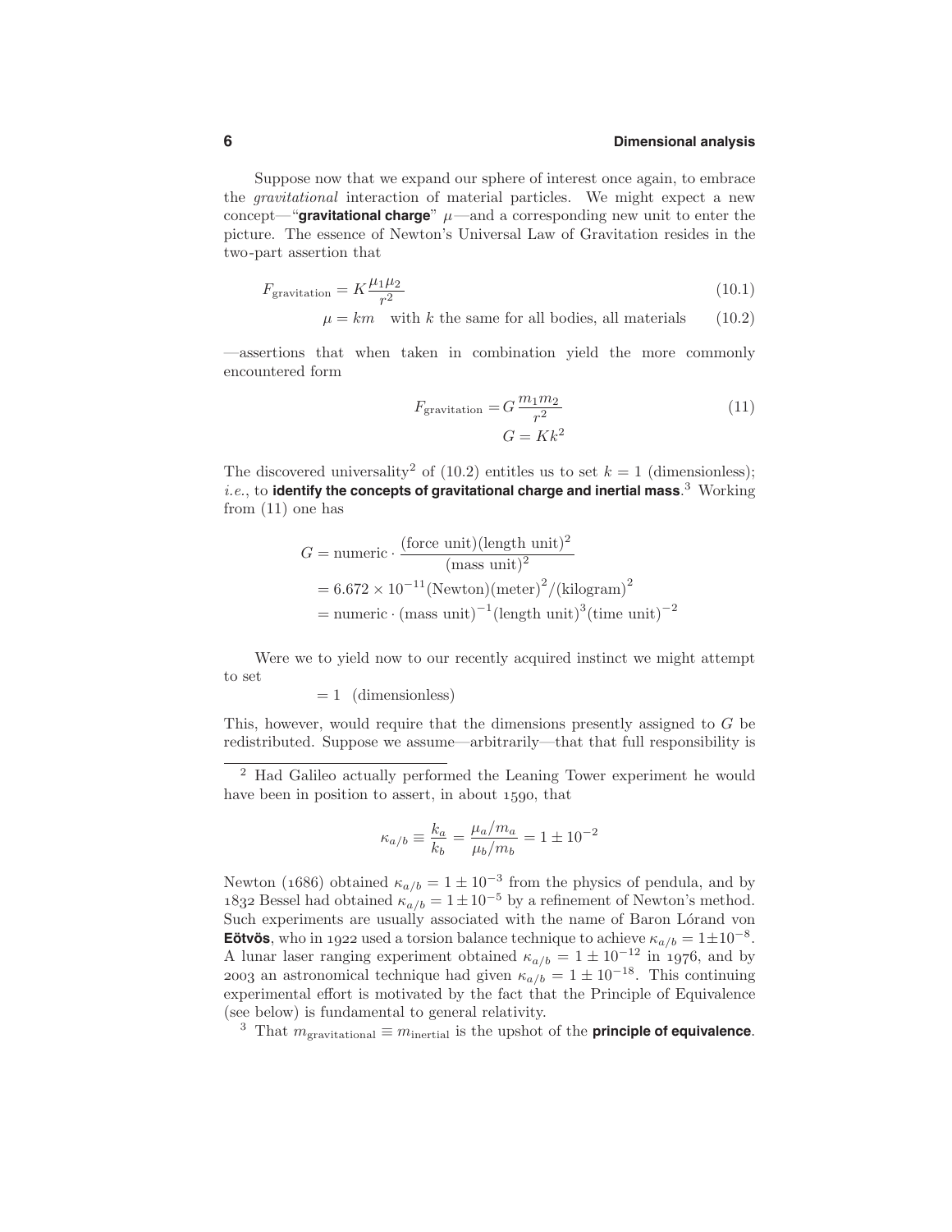Suppose now that we expand our sphere of interest once again, to embrace the *gravitational* interaction of material particles. We might expect a new concept—"**gravitational charge**" $\mu$—and a corresponding new unit to enter the picture. The essence of Newton's Universal Law of Gravitation resides in the two-part assertion that

$$F_{\text{gravitation}} = K\frac{\mu_1\mu_2}{r^2} \tag{10.1}$$

$$\mu = km \quad \text{with } k \text{ the same for all bodies, all materials} \tag{10.2}$$

—assertions that when taken in combination yield the more commonly encountered form

$$\begin{aligned} F_{\text{gravitation}} &= G\frac{m_1 m_2}{r^2} \\ G &= Kk^2 \end{aligned} \tag{11}$$

The discovered universality[2] of (10.2) entitles us to set $k = 1$ (dimensionless); *i.e.*, to **identify the concepts of gravitational charge and inertial mass**.[3] Working from (11) one has

$$\begin{aligned} G &= \text{numeric} \cdot \frac{(\text{force unit})(\text{length unit})^2}{(\text{mass unit})^2} \\ &= 6.672 \times 10^{-11} (\text{Newton})(\text{meter})^2/(\text{kilogram})^2 \\ &= \text{numeric} \cdot (\text{mass unit})^{-1}(\text{length unit})^3(\text{time unit})^{-2} \end{aligned}$$

Were we to yield now to our recently acquired instinct we might attempt to set

$$= 1 \quad (\text{dimensionless})$$

This, however, would require that the dimensions presently assigned to $G$ be redistributed. Suppose we assume—arbitrarily—that that full responsibility is

---

[2] Had Galileo actually performed the Leaning Tower experiment he would have been in position to assert, in about 1590, that

$$\kappa_{a/b} \equiv \frac{k_a}{k_b} = \frac{\mu_a/m_a}{\mu_b/m_b} = 1 \pm 10^{-2}$$

Newton (1686) obtained $\kappa_{a/b} = 1 \pm 10^{-3}$ from the physics of pendula, and by 1832 Bessel had obtained $\kappa_{a/b} = 1 \pm 10^{-5}$ by a refinement of Newton's method. Such experiments are usually associated with the name of Baron Lórand von **Eötvös**, who in 1922 used a torsion balance technique to achieve $\kappa_{a/b} = 1 \pm 10^{-8}$. A lunar laser ranging experiment obtained $\kappa_{a/b} = 1 \pm 10^{-12}$ in 1976, and by 2003 an astronomical technique had given $\kappa_{a/b} = 1 \pm 10^{-18}$. This continuing experimental effort is motivated by the fact that the Principle of Equivalence (see below) is fundamental to general relativity.

[3] That $m_{\text{gravitational}} \equiv m_{\text{inertial}}$ is the upshot of the **principle of equivalence**.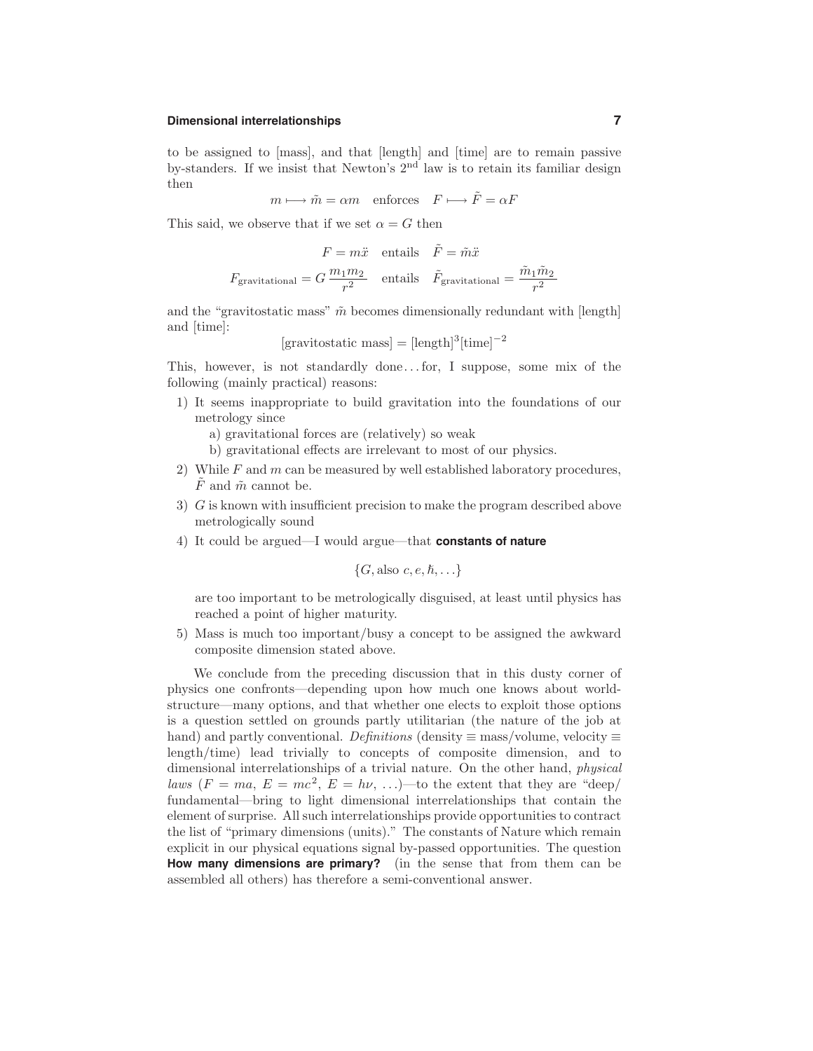to be assigned to [mass], and that [length] and [time] are to remain passive by-standers. If we insist that Newton's 2[nd] law is to retain its familiar design then

$$m \longmapsto \tilde{m} = \alpha m \quad \text{enforces} \quad F \longmapsto \tilde{F} = \alpha F$$

This said, we observe that if we set $\alpha = G$ then

$$F = m\ddot{x} \quad \text{entails} \quad \tilde{F} = \tilde{m}\ddot{x}$$

$$F_{\text{gravitational}} = G\,\frac{m_1 m_2}{r^2} \quad \text{entails} \quad \tilde{F}_{\text{gravitational}} = \frac{\tilde{m}_1 \tilde{m}_2}{r^2}$$

and the "gravitostatic mass" $\tilde{m}$ becomes dimensionally redundant with [length] and [time]:

$$[\text{gravitostatic mass}] = [\text{length}]^3[\text{time}]^{-2}$$

This, however, is not standardly done... for, I suppose, some mix of the following (mainly practical) reasons:

1) It seems inappropriate to build gravitation into the foundations of our metrology since
   a) gravitational forces are (relatively) so weak
   b) gravitational effects are irrelevant to most of our physics.
2) While $F$ and $m$ can be measured by well established laboratory procedures, $\tilde{F}$ and $\tilde{m}$ cannot be.
3) $G$ is known with insufficient precision to make the program described above metrologically sound
4) It could be argued—I would argue—that **constants of nature**

$$\{G, \text{also } c, e, \hbar, \ldots\}$$

   are too important to be metrologically disguised, at least until physics has reached a point of higher maturity.
5) Mass is much too important/busy a concept to be assigned the awkward composite dimension stated above.

We conclude from the preceding discussion that in this dusty corner of physics one confronts—depending upon how much one knows about world-structure—many options, and that whether one elects to exploit those options is a question settled on grounds partly utilitarian (the nature of the job at hand) and partly conventional. *Definitions* (density $\equiv$ mass/volume, velocity $\equiv$ length/time) lead trivially to concepts of composite dimension, and to dimensional interrelationships of a trivial nature. On the other hand, *physical laws* ($F = ma$, $E = mc^2$, $E = h\nu$, ...)—to the extent that they are "deep/fundamental—bring to light dimensional interrelationships that contain the element of surprise. All such interrelationships provide opportunities to contract the list of "primary dimensions (units)." The constants of Nature which remain explicit in our physical equations signal by-passed opportunities. The question **How many dimensions are primary?** (in the sense that from them can be assembled all others) has therefore a semi-conventional answer.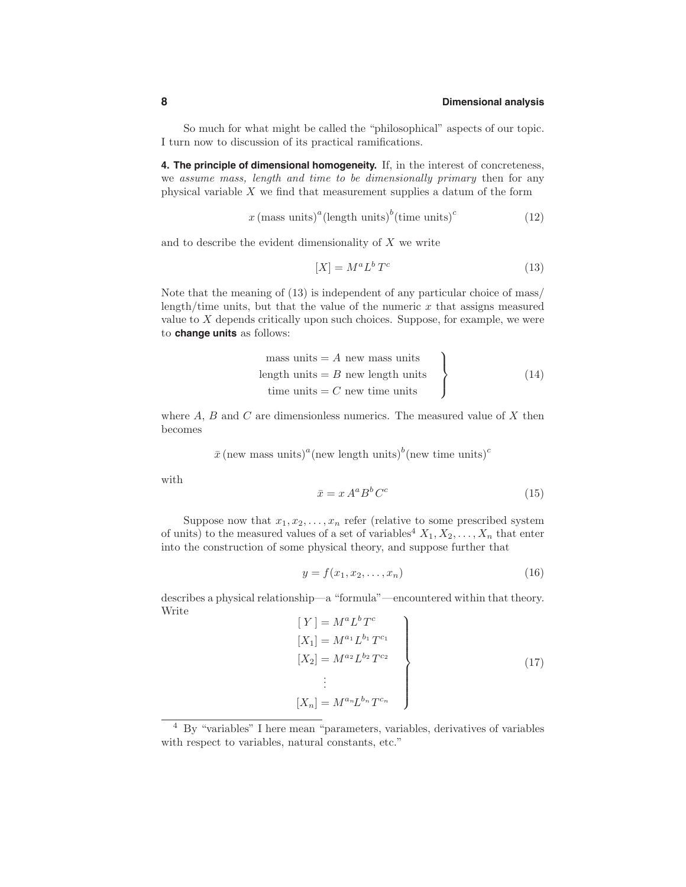So much for what might be called the "philosophical" aspects of our topic. I turn now to discussion of its practical ramifications.

**4. The principle of dimensional homogeneity.** If, in the interest of concreteness, we *assume mass, length and time to be dimensionally primary* then for any physical variable $X$ we find that measurement supplies a datum of the form

$$x\,(\text{mass units})^a(\text{length units})^b(\text{time units})^c \tag{12}$$

and to describe the evident dimensionality of $X$ we write

$$[X] = M^a L^b T^c \tag{13}$$

Note that the meaning of (13) is independent of any particular choice of mass/length/time units, but that the value of the numeric $x$ that assigns measured value to $X$ depends critically upon such choices. Suppose, for example, we were to **change units** as follows:

$$\left.\begin{array}{c} \text{mass units} = A \text{ new mass units} \\ \text{length units} = B \text{ new length units} \\ \text{time units} = C \text{ new time units} \end{array}\right\} \tag{14}$$

where $A$, $B$ and $C$ are dimensionless numerics. The measured value of $X$ then becomes

$$\bar{x}\,(\text{new mass units})^a(\text{new length units})^b(\text{new time units})^c$$

with

$$\bar{x} = x\,A^a B^b C^c \tag{15}$$

Suppose now that $x_1, x_2, \ldots, x_n$ refer (relative to some prescribed system of units) to the measured values of a set of variables[4] $X_1, X_2, \ldots, X_n$ that enter into the construction of some physical theory, and suppose further that

$$y = f(x_1, x_2, \ldots, x_n) \tag{16}$$

describes a physical relationship—a "formula"—encountered within that theory. Write

$$\left.\begin{array}{c} [\,Y\,] = M^a L^b T^c \\ [X_1] = M^{a_1} L^{b_1} T^{c_1} \\ [X_2] = M^{a_2} L^{b_2} T^{c_2} \\ \vdots \\ [X_n] = M^{a_n} L^{b_n} T^{c_n} \end{array}\right\} \tag{17}$$

---

[4] By "variables" I here mean "parameters, variables, derivatives of variables with respect to variables, natural constants, etc."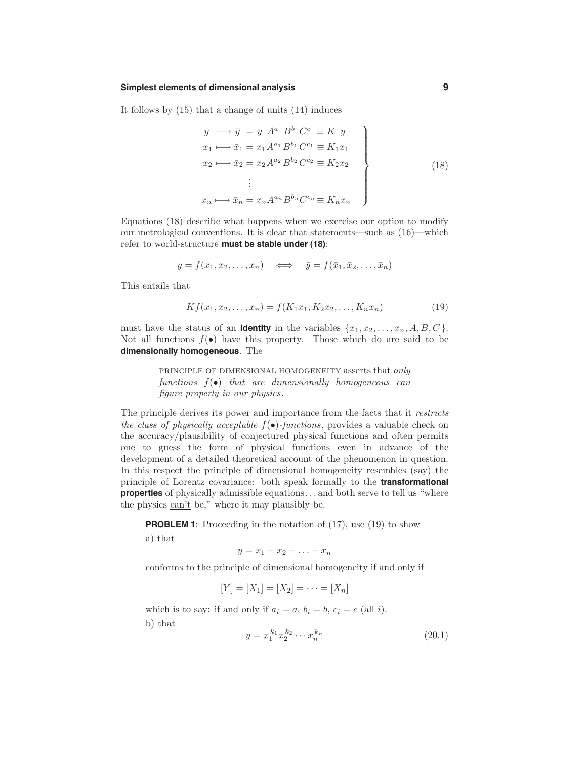It follows by (15) that a change of units (14) induces

$$
\left.
\begin{aligned}
y \;&\longmapsto \bar{y} \;= y\;\, A^{a}\;\, B^{b}\;\, C^{c}\;\; \equiv K\;\, y\\
x_1 &\longmapsto \bar{x}_1 = x_1 A^{a_1} B^{b_1} C^{c_1} \equiv K_1 x_1\\
x_2 &\longmapsto \bar{x}_2 = x_2 A^{a_2} B^{b_2} C^{c_2} \equiv K_2 x_2\\
&\;\;\vdots\\
x_n &\longmapsto \bar{x}_n = x_n A^{a_n} B^{b_n} C^{c_n} \equiv K_n x_n
\end{aligned}
\right\}
\tag{18}
$$

Equations (18) describe what happens when we exercise our option to modify our metrological conventions. It is clear that statements—such as (16)—which refer to world-structure **must be stable under (18)**:

$$
y = f(x_1, x_2, \ldots, x_n) \quad \Longleftrightarrow \quad \bar{y} = f(\bar{x}_1, \bar{x}_2, \ldots, \bar{x}_n)
$$

This entails that

$$
Kf(x_1, x_2, \ldots, x_n) = f(K_1 x_1, K_2 x_2, \ldots, K_n x_n) \tag{19}
$$

must have the status of an **identity** in the variables $\{x_1, x_2, \ldots, x_n, A, B, C\}$. Not all functions $f(\bullet)$ have this property. Those which do are said to be **dimensionally homogeneous**. The

> PRINCIPLE OF DIMENSIONAL HOMOGENEITY asserts that *only functions $f(\bullet)$ that are dimensionally homogeneous can figure properly in our physics*.

The principle derives its power and importance from the facts that it *restricts the class of physically acceptable $f(\bullet)$-functions*, provides a valuable check on the accuracy/plausibility of conjectured physical functions and often permits one to guess the form of physical functions even in advance of the development of a detailed theoretical account of the phenomenon in question. In this respect the principle of dimensional homogeneity resembles (say) the principle of Lorentz covariance: both speak formally to the **transformational properties** of physically admissible equations... and both serve to tell us "where the physics can't be," where it may plausibly be.

**PROBLEM 1**: Proceeding in the notation of (17), use (19) to show

a) that

$$
y = x_1 + x_2 + \ldots + x_n
$$

conforms to the principle of dimensional homogeneity if and only if

$$
[Y] = [X_1] = [X_2] = \cdots = [X_n]
$$

which is to say: if and only if $a_i = a$, $b_i = b$, $c_i = c$ (all $i$).

b) that

$$
y = x_1^{k_1} x_2^{k_2} \cdots x_n^{k_n} \tag{20.1}
$$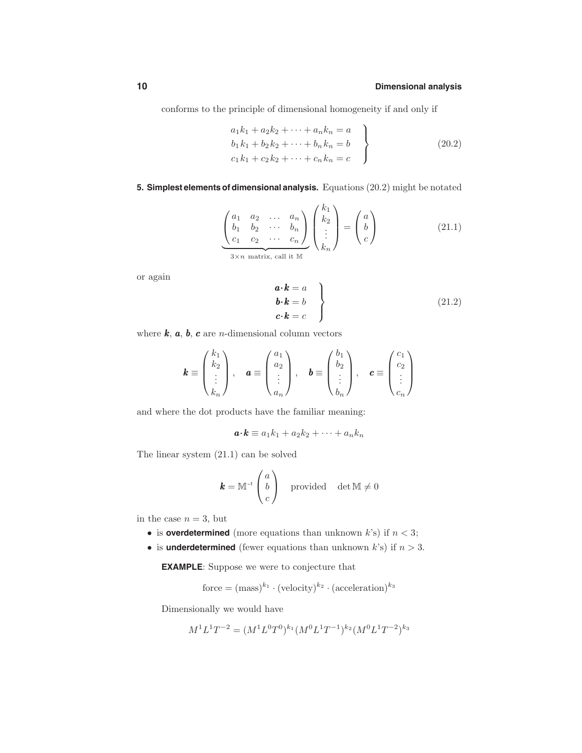conforms to the principle of dimensional homogeneity if and only if

$$
\left.
\begin{aligned}
a_1k_1 + a_2k_2 + \cdots + a_nk_n &= a \\
b_1k_1 + b_2k_2 + \cdots + b_nk_n &= b \\
c_1k_1 + c_2k_2 + \cdots + c_nk_n &= c
\end{aligned}
\right\}
\tag{20.2}
$$

**5. Simplest elements of dimensional analysis.** Equations (20.2) might be notated

$$
\underbrace{\begin{pmatrix} a_1 & a_2 & \dots & a_n \\ b_1 & b_2 & \cdots & b_n \\ c_1 & c_2 & \cdots & c_n \end{pmatrix}}_{3\times n \text{ matrix, call it } \mathbb{M}} \begin{pmatrix} k_1 \\ k_2 \\ \vdots \\ k_n \end{pmatrix} = \begin{pmatrix} a \\ b \\ c \end{pmatrix}
\tag{21.1}
$$

or again

$$
\left.
\begin{aligned}
\boldsymbol{a}\cdot\boldsymbol{k} &= a \\
\boldsymbol{b}\cdot\boldsymbol{k} &= b \\
\boldsymbol{c}\cdot\boldsymbol{k} &= c
\end{aligned}
\right\}
\tag{21.2}
$$

where $\boldsymbol{k}$, $\boldsymbol{a}$, $\boldsymbol{b}$, $\boldsymbol{c}$ are $n$-dimensional column vectors

$$
\boldsymbol{k} \equiv \begin{pmatrix} k_1 \\ k_2 \\ \vdots \\ k_n \end{pmatrix}, \quad \boldsymbol{a} \equiv \begin{pmatrix} a_1 \\ a_2 \\ \vdots \\ a_n \end{pmatrix}, \quad \boldsymbol{b} \equiv \begin{pmatrix} b_1 \\ b_2 \\ \vdots \\ b_n \end{pmatrix}, \quad \boldsymbol{c} \equiv \begin{pmatrix} c_1 \\ c_2 \\ \vdots \\ c_n \end{pmatrix}
$$

and where the dot products have the familiar meaning:

$$
\boldsymbol{a}\cdot\boldsymbol{k} \equiv a_1k_1 + a_2k_2 + \cdots + a_nk_n
$$

The linear system (21.1) can be solved

$$
\boldsymbol{k} = \mathbb{M}^{-1} \begin{pmatrix} a \\ b \\ c \end{pmatrix} \quad \text{provided} \quad \det \mathbb{M} \neq 0
$$

in the case $n = 3$, but

- is **overdetermined** (more equations than unknown $k$'s) if $n < 3$;
- is **underdetermined** (fewer equations than unknown $k$'s) if $n > 3$.

**EXAMPLE**: Suppose we were to conjecture that

$$
\text{force} = (\text{mass})^{k_1} \cdot (\text{velocity})^{k_2} \cdot (\text{acceleration})^{k_3}
$$

Dimensionally we would have

$$
M^1L^1T^{-2} = (M^1L^0T^0)^{k_1}(M^0L^1T^{-1})^{k_2}(M^0L^1T^{-2})^{k_3}
$$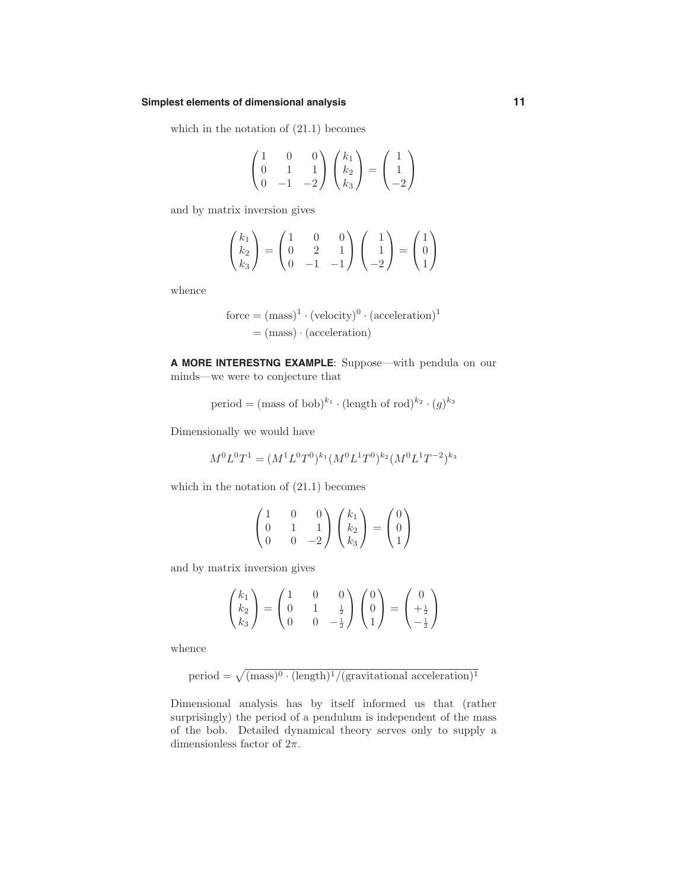which in the notation of (21.1) becomes

$$\begin{pmatrix} 1 & 0 & 0 \\ 0 & 1 & 1 \\ 0 & -1 & -2 \end{pmatrix} \begin{pmatrix} k_1 \\ k_2 \\ k_3 \end{pmatrix} = \begin{pmatrix} 1 \\ 1 \\ -2 \end{pmatrix}$$

and by matrix inversion gives

$$\begin{pmatrix} k_1 \\ k_2 \\ k_3 \end{pmatrix} = \begin{pmatrix} 1 & 0 & 0 \\ 0 & 2 & 1 \\ 0 & -1 & -1 \end{pmatrix} \begin{pmatrix} 1 \\ 1 \\ -2 \end{pmatrix} = \begin{pmatrix} 1 \\ 0 \\ 1 \end{pmatrix}$$

whence

$$\begin{aligned} \text{force} &= (\text{mass})^1 \cdot (\text{velocity})^0 \cdot (\text{acceleration})^1 \\ &= (\text{mass}) \cdot (\text{acceleration}) \end{aligned}$$

**A MORE INTERESTNG EXAMPLE**: Suppose—with pendula on our minds—we were to conjecture that

$$\text{period} = (\text{mass of bob})^{k_1} \cdot (\text{length of rod})^{k_2} \cdot (g)^{k_3}$$

Dimensionally we would have

$$M^0 L^0 T^1 = (M^1 L^0 T^0)^{k_1} (M^0 L^1 T^0)^{k_2} (M^0 L^1 T^{-2})^{k_3}$$

which in the notation of (21.1) becomes

$$\begin{pmatrix} 1 & 0 & 0 \\ 0 & 1 & 1 \\ 0 & 0 & -2 \end{pmatrix} \begin{pmatrix} k_1 \\ k_2 \\ k_3 \end{pmatrix} = \begin{pmatrix} 0 \\ 0 \\ 1 \end{pmatrix}$$

and by matrix inversion gives

$$\begin{pmatrix} k_1 \\ k_2 \\ k_3 \end{pmatrix} = \begin{pmatrix} 1 & 0 & 0 \\ 0 & 1 & \frac{1}{2} \\ 0 & 0 & -\frac{1}{2} \end{pmatrix} \begin{pmatrix} 0 \\ 0 \\ 1 \end{pmatrix} = \begin{pmatrix} 0 \\ +\frac{1}{2} \\ -\frac{1}{2} \end{pmatrix}$$

whence

$$\text{period} = \sqrt{(\text{mass})^0 \cdot (\text{length})^1 / (\text{gravitational acceleration})^1}$$

Dimensional analysis has by itself informed us that (rather surprisingly) the period of a pendulum is independent of the mass of the bob. Detailed dynamical theory serves only to supply a dimensionless factor of $2\pi$.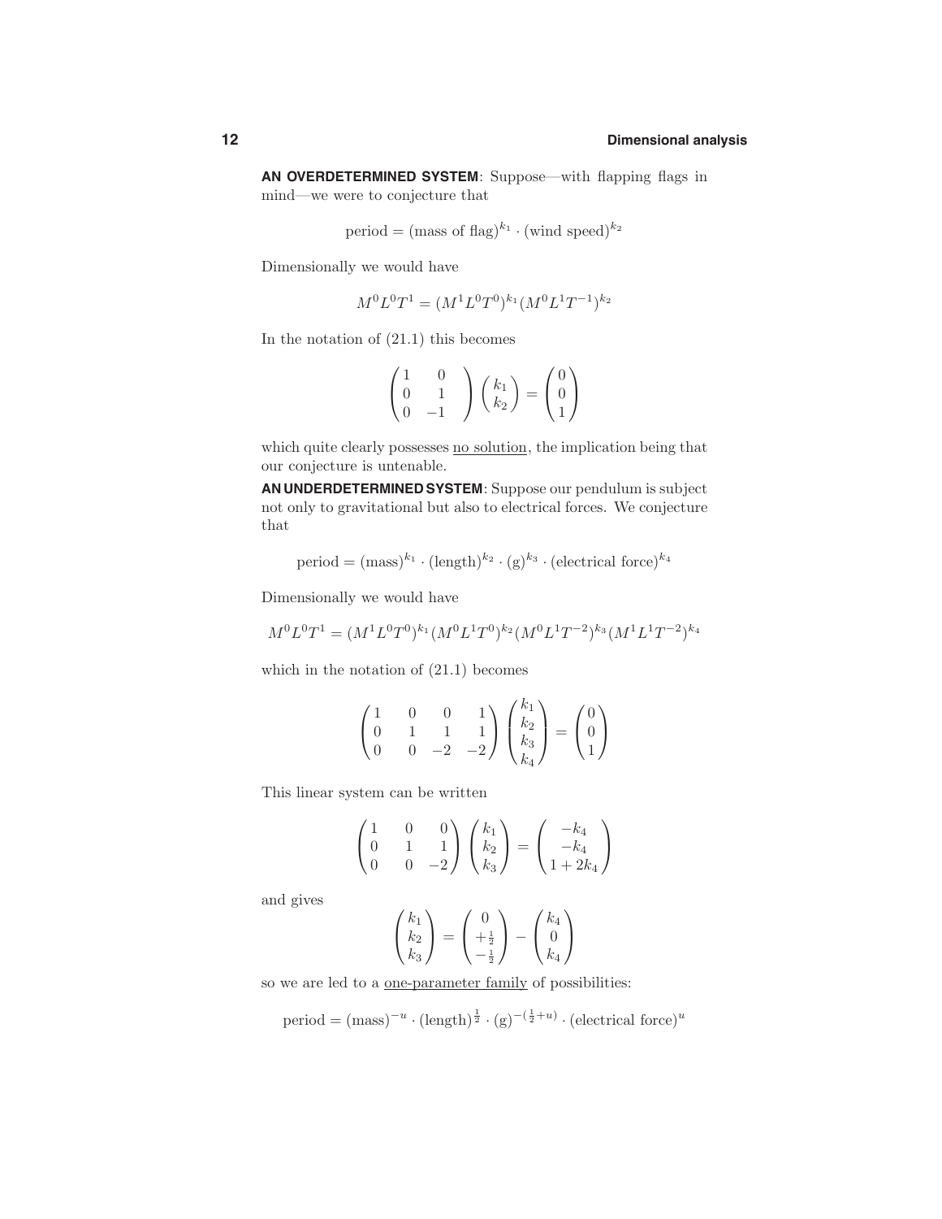**AN OVERDETERMINED SYSTEM**: Suppose—with flapping flags in mind—we were to conjecture that

$$\text{period} = (\text{mass of flag})^{k_1} \cdot (\text{wind speed})^{k_2}$$

Dimensionally we would have

$$M^0 L^0 T^1 = (M^1 L^0 T^0)^{k_1} (M^0 L^1 T^{-1})^{k_2}$$

In the notation of (21.1) this becomes

$$\begin{pmatrix} 1 & 0 \\ 0 & 1 \\ 0 & -1 \end{pmatrix} \begin{pmatrix} k_1 \\ k_2 \end{pmatrix} = \begin{pmatrix} 0 \\ 0 \\ 1 \end{pmatrix}$$

which quite clearly possesses <u>no solution</u>, the implication being that our conjecture is untenable.

**AN UNDERDETERMINED SYSTEM**: Suppose our pendulum is subject not only to gravitational but also to electrical forces. We conjecture that

$$\text{period} = (\text{mass})^{k_1} \cdot (\text{length})^{k_2} \cdot (\text{g})^{k_3} \cdot (\text{electrical force})^{k_4}$$

Dimensionally we would have

$$M^0 L^0 T^1 = (M^1 L^0 T^0)^{k_1} (M^0 L^1 T^0)^{k_2} (M^0 L^1 T^{-2})^{k_3} (M^1 L^1 T^{-2})^{k_4}$$

which in the notation of (21.1) becomes

$$\begin{pmatrix} 1 & 0 & 0 & 1 \\ 0 & 1 & 1 & 1 \\ 0 & 0 & -2 & -2 \end{pmatrix} \begin{pmatrix} k_1 \\ k_2 \\ k_3 \\ k_4 \end{pmatrix} = \begin{pmatrix} 0 \\ 0 \\ 1 \end{pmatrix}$$

This linear system can be written

$$\begin{pmatrix} 1 & 0 & 0 \\ 0 & 1 & 1 \\ 0 & 0 & -2 \end{pmatrix} \begin{pmatrix} k_1 \\ k_2 \\ k_3 \end{pmatrix} = \begin{pmatrix} -k_4 \\ -k_4 \\ 1 + 2k_4 \end{pmatrix}$$

and gives

$$\begin{pmatrix} k_1 \\ k_2 \\ k_3 \end{pmatrix} = \begin{pmatrix} 0 \\ +\frac{1}{2} \\ -\frac{1}{2} \end{pmatrix} - \begin{pmatrix} k_4 \\ 0 \\ k_4 \end{pmatrix}$$

so we are led to a <u>one-parameter family</u> of possibilities:

$$\text{period} = (\text{mass})^{-u} \cdot (\text{length})^{\frac{1}{2}} \cdot (\text{g})^{-(\frac{1}{2}+u)} \cdot (\text{electrical force})^{u}$$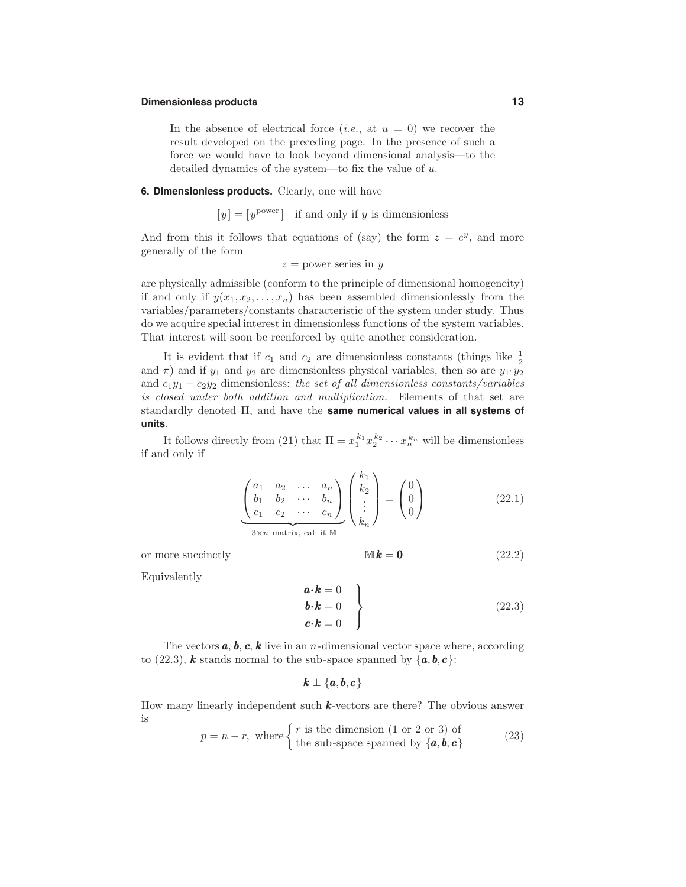In the absence of electrical force (*i.e.*, at $u = 0$) we recover the result developed on the preceding page. In the presence of such a force we would have to look beyond dimensional analysis—to the detailed dynamics of the system—to fix the value of $u$.

## 6. Dimensionless products.

Clearly, one will have

$$[y] = [y^{\text{power}}] \quad \text{if and only if } y \text{ is dimensionless}$$

And from this it follows that equations of (say) the form $z = e^y$, and more generally of the form

$$z = \text{power series in } y$$

are physically admissible (conform to the principle of dimensional homogeneity) if and only if $y(x_1, x_2, \ldots, x_n)$ has been assembled dimensionlessly from the variables/parameters/constants characteristic of the system under study. Thus do we acquire special interest in <u>dimensionless functions of the system variables</u>. That interest will soon be reenforced by quite another consideration.

It is evident that if $c_1$ and $c_2$ are dimensionless constants (things like $\frac{1}{2}$ and $\pi$) and if $y_1$ and $y_2$ are dimensionless physical variables, then so are $y_1 \cdot y_2$ and $c_1 y_1 + c_2 y_2$ dimensionless: *the set of all dimensionless constants/variables is closed under both addition and multiplication.* Elements of that set are standardly denoted $\Pi$, and have the **same numerical values in all systems of units**.

It follows directly from (21) that $\Pi = x_1^{k_1} x_2^{k_2} \cdots x_n^{k_n}$ will be dimensionless if and only if

$$\underbrace{\begin{pmatrix} a_1 & a_2 & \ldots & a_n \\ b_1 & b_2 & \cdots & b_n \\ c_1 & c_2 & \cdots & c_n \end{pmatrix}}_{3\times n \text{ matrix, call it } \mathbb{M}} \begin{pmatrix} k_1 \\ k_2 \\ \vdots \\ k_n \end{pmatrix} = \begin{pmatrix} 0 \\ 0 \\ 0 \end{pmatrix} \tag{22.1}$$

or more succinctly

$$\mathbb{M}\boldsymbol{k} = \boldsymbol{0} \tag{22.2}$$

Equivalently

$$\left.\begin{aligned} \boldsymbol{a}\cdot\boldsymbol{k} &= 0 \\ \boldsymbol{b}\cdot\boldsymbol{k} &= 0 \\ \boldsymbol{c}\cdot\boldsymbol{k} &= 0 \end{aligned}\right\} \tag{22.3}$$

The vectors $\boldsymbol{a}$, $\boldsymbol{b}$, $\boldsymbol{c}$, $\boldsymbol{k}$ live in an $n$-dimensional vector space where, according to (22.3), $\boldsymbol{k}$ stands normal to the sub-space spanned by $\{\boldsymbol{a}, \boldsymbol{b}, \boldsymbol{c}\}$:

$$\boldsymbol{k} \perp \{\boldsymbol{a}, \boldsymbol{b}, \boldsymbol{c}\}$$

How many linearly independent such $\boldsymbol{k}$-vectors are there? The obvious answer is

$$p = n - r, \text{ where} \begin{cases} r \text{ is the dimension (1 or 2 or 3) of} \\ \text{the sub-space spanned by } \{\boldsymbol{a}, \boldsymbol{b}, \boldsymbol{c}\} \end{cases} \tag{23}$$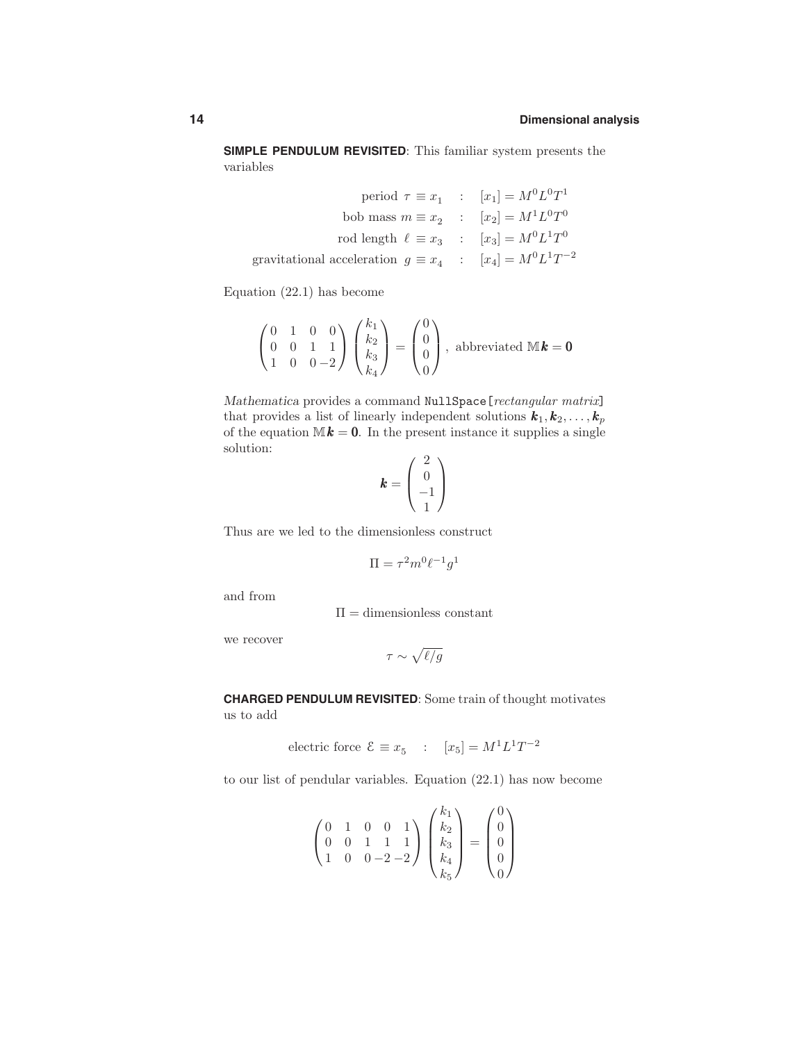**SIMPLE PENDULUM REVISITED**: This familiar system presents the variables

$$
\begin{aligned}
\text{period } \tau \equiv x_1 \quad &: \quad [x_1] = M^0L^0T^1\\
\text{bob mass } m \equiv x_2 \quad &: \quad [x_2] = M^1L^0T^0\\
\text{rod length } \ell \equiv x_3 \quad &: \quad [x_3] = M^0L^1T^0\\
\text{gravitational acceleration } g \equiv x_4 \quad &: \quad [x_4] = M^0L^1T^{-2}
\end{aligned}
$$

Equation (22.1) has become

$$
\begin{pmatrix} 0 & 1 & 0 & 0\\ 0 & 0 & 1 & 1\\ 1 & 0 & 0 & -2 \end{pmatrix}
\begin{pmatrix} k_1\\ k_2\\ k_3\\ k_4 \end{pmatrix} =
\begin{pmatrix} 0\\ 0\\ 0\\ 0 \end{pmatrix}, \text{ abbreviated } \mathbb{M}\boldsymbol{k} = \boldsymbol{0}
$$

*Mathematica* provides a command `NullSpace[`*rectangular matrix*`]` that provides a list of linearly independent solutions $\boldsymbol{k}_1, \boldsymbol{k}_2, \ldots, \boldsymbol{k}_p$ of the equation $\mathbb{M}\boldsymbol{k} = \boldsymbol{0}$. In the present instance it supplies a single solution:

$$
\boldsymbol{k} = \begin{pmatrix} 2\\ 0\\ -1\\ 1 \end{pmatrix}
$$

Thus are we led to the dimensionless construct

$$
\Pi = \tau^2 m^0 \ell^{-1} g^1
$$

and from

$$
\Pi = \text{dimensionless constant}
$$

we recover

$$
\tau \sim \sqrt{\ell/g}
$$

**CHARGED PENDULUM REVISITED**: Some train of thought motivates us to add

$$
\text{electric force } \mathcal{E} \equiv x_5 \quad : \quad [x_5] = M^1L^1T^{-2}
$$

to our list of pendular variables. Equation (22.1) has now become

$$
\begin{pmatrix} 0 & 1 & 0 & 0 & 1\\ 0 & 0 & 1 & 1 & 1\\ 1 & 0 & 0 & -2 & -2 \end{pmatrix}
\begin{pmatrix} k_1\\ k_2\\ k_3\\ k_4\\ k_5 \end{pmatrix} =
\begin{pmatrix} 0\\ 0\\ 0\\ 0\\ 0 \end{pmatrix}
$$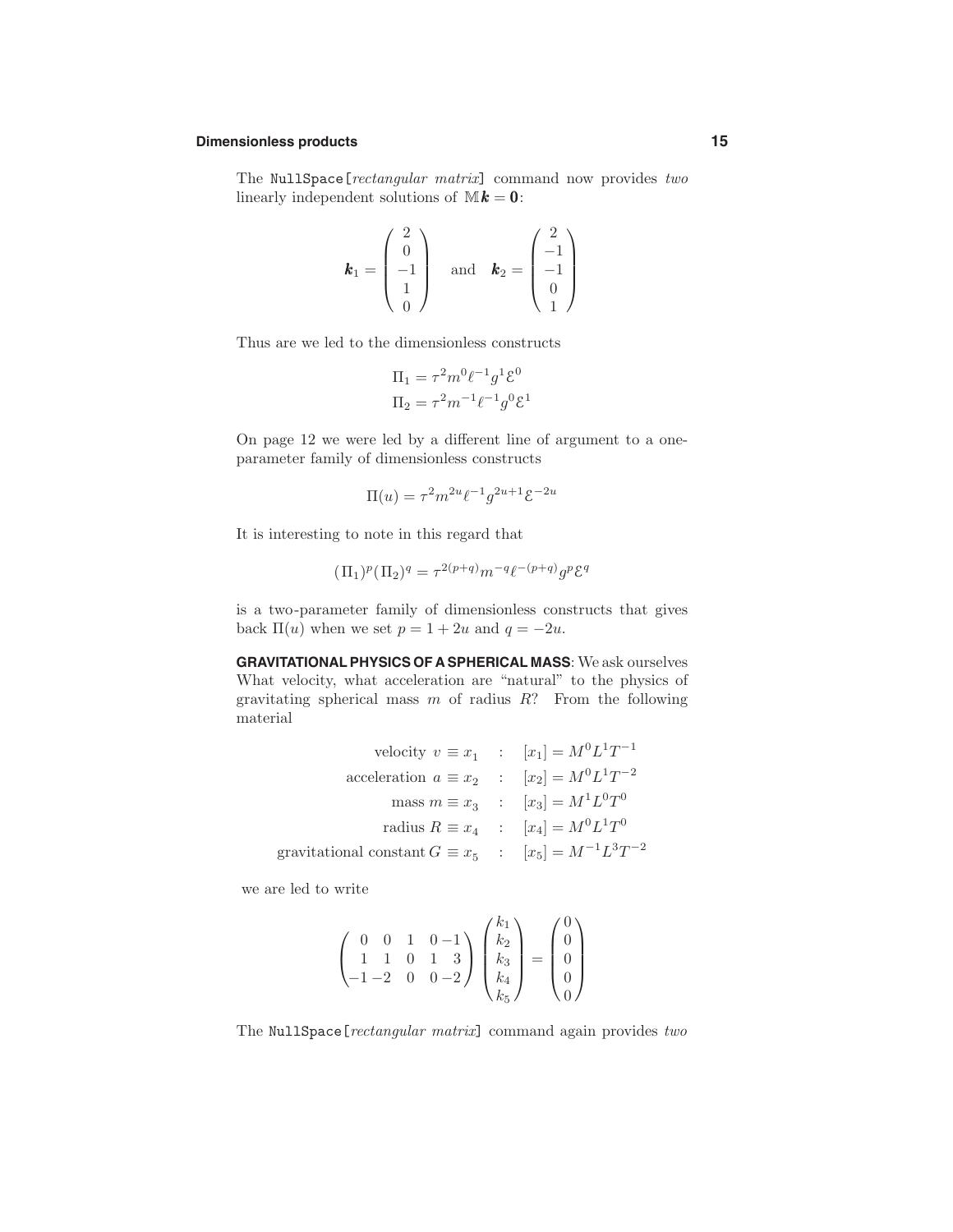The `NullSpace`[*rectangular matrix*] command now provides *two* linearly independent solutions of $\mathbb{M}\boldsymbol{k} = \mathbf{0}$:

$$\boldsymbol{k}_1 = \begin{pmatrix} 2 \\ 0 \\ -1 \\ 1 \\ 0 \end{pmatrix} \quad \text{and} \quad \boldsymbol{k}_2 = \begin{pmatrix} 2 \\ -1 \\ -1 \\ 0 \\ 1 \end{pmatrix}$$

Thus are we led to the dimensionless constructs

$$\Pi_1 = \tau^2 m^0 \ell^{-1} g^1 \mathcal{E}^0$$
$$\Pi_2 = \tau^2 m^{-1} \ell^{-1} g^0 \mathcal{E}^1$$

On page 12 we were led by a different line of argument to a one-parameter family of dimensionless constructs

$$\Pi(u) = \tau^2 m^{2u} \ell^{-1} g^{2u+1} \mathcal{E}^{-2u}$$

It is interesting to note in this regard that

$$(\Pi_1)^p (\Pi_2)^q = \tau^{2(p+q)} m^{-q} \ell^{-(p+q)} g^p \mathcal{E}^q$$

is a two-parameter family of dimensionless constructs that gives back $\Pi(u)$ when we set $p = 1 + 2u$ and $q = -2u$.

**GRAVITATIONAL PHYSICS OF A SPHERICAL MASS**: We ask ourselves What velocity, what acceleration are "natural" to the physics of gravitating spherical mass $m$ of radius $R$? From the following material

$$\begin{aligned}
\text{velocity } v \equiv x_1 \quad &: \quad [x_1] = M^0 L^1 T^{-1} \\
\text{acceleration } a \equiv x_2 \quad &: \quad [x_2] = M^0 L^1 T^{-2} \\
\text{mass } m \equiv x_3 \quad &: \quad [x_3] = M^1 L^0 T^0 \\
\text{radius } R \equiv x_4 \quad &: \quad [x_4] = M^0 L^1 T^0 \\
\text{gravitational constant } G \equiv x_5 \quad &: \quad [x_5] = M^{-1} L^3 T^{-2}
\end{aligned}$$

we are led to write

$$\begin{pmatrix} 0 & 0 & 1 & 0 & -1 \\ 1 & 1 & 0 & 1 & 3 \\ -1 & -2 & 0 & 0 & -2 \end{pmatrix} \begin{pmatrix} k_1 \\ k_2 \\ k_3 \\ k_4 \\ k_5 \end{pmatrix} = \begin{pmatrix} 0 \\ 0 \\ 0 \\ 0 \\ 0 \end{pmatrix}$$

The `NullSpace`[*rectangular matrix*] command again provides *two*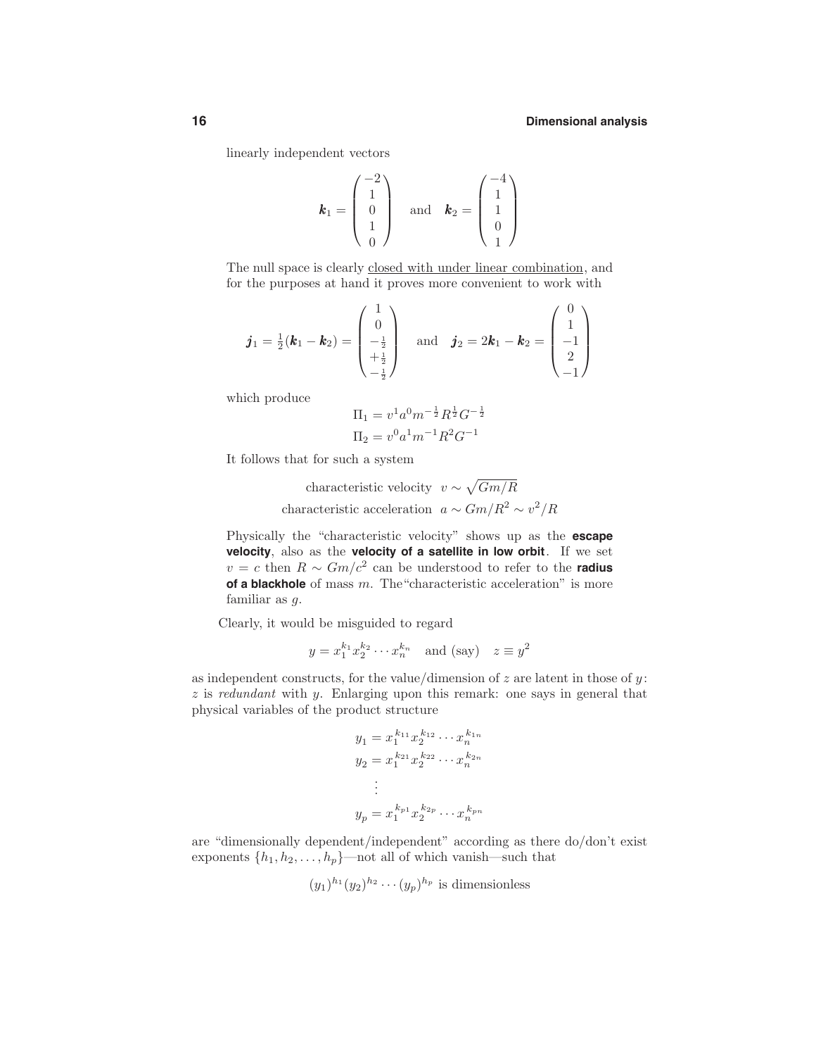linearly independent vectors

$$\boldsymbol{k}_1 = \begin{pmatrix} -2 \\ 1 \\ 0 \\ 1 \\ 0 \end{pmatrix} \quad \text{and} \quad \boldsymbol{k}_2 = \begin{pmatrix} -4 \\ 1 \\ 1 \\ 0 \\ 1 \end{pmatrix}$$

The null space is clearly closed with under linear combination, and for the purposes at hand it proves more convenient to work with

$$\boldsymbol{j}_1 = \tfrac{1}{2}(\boldsymbol{k}_1 - \boldsymbol{k}_2) = \begin{pmatrix} 1 \\ 0 \\ -\frac{1}{2} \\ +\frac{1}{2} \\ -\frac{1}{2} \end{pmatrix} \quad \text{and} \quad \boldsymbol{j}_2 = 2\boldsymbol{k}_1 - \boldsymbol{k}_2 = \begin{pmatrix} 0 \\ 1 \\ -1 \\ 2 \\ -1 \end{pmatrix}$$

which produce

$$\begin{aligned}
\Pi_1 &= v^1 a^0 m^{-\frac{1}{2}} R^{\frac{1}{2}} G^{-\frac{1}{2}} \\
\Pi_2 &= v^0 a^1 m^{-1} R^2 G^{-1}
\end{aligned}$$

It follows that for such a system

$$\begin{aligned}
\text{characteristic velocity} \quad & v \sim \sqrt{Gm/R} \\
\text{characteristic acceleration} \quad & a \sim Gm/R^2 \sim v^2/R
\end{aligned}$$

Physically the "characteristic velocity" shows up as the **escape velocity**, also as the **velocity of a satellite in low orbit**. If we set $v = c$ then $R \sim Gm/c^2$ can be understood to refer to the **radius of a blackhole** of mass $m$. The "characteristic acceleration" is more familiar as $g$.

Clearly, it would be misguided to regard

$$y = x_1^{k_1} x_2^{k_2} \cdots x_n^{k_n} \quad \text{and (say)} \quad z \equiv y^2$$

as independent constructs, for the value/dimension of $z$ are latent in those of $y$: $z$ is *redundant* with $y$. Enlarging upon this remark: one says in general that physical variables of the product structure

$$\begin{aligned}
y_1 &= x_1^{k_{11}} x_2^{k_{12}} \cdots x_n^{k_{1n}} \\
y_2 &= x_1^{k_{21}} x_2^{k_{22}} \cdots x_n^{k_{2n}} \\
&\ \vdots \\
y_p &= x_1^{k_{p1}} x_2^{k_{2p}} \cdots x_n^{k_{pn}}
\end{aligned}$$

are "dimensionally dependent/independent" according as there do/don't exist exponents $\{h_1, h_2, \ldots, h_p\}$—not all of which vanish—such that

$$(y_1)^{h_1} (y_2)^{h_2} \cdots (y_p)^{h_p} \text{ is dimensionless}$$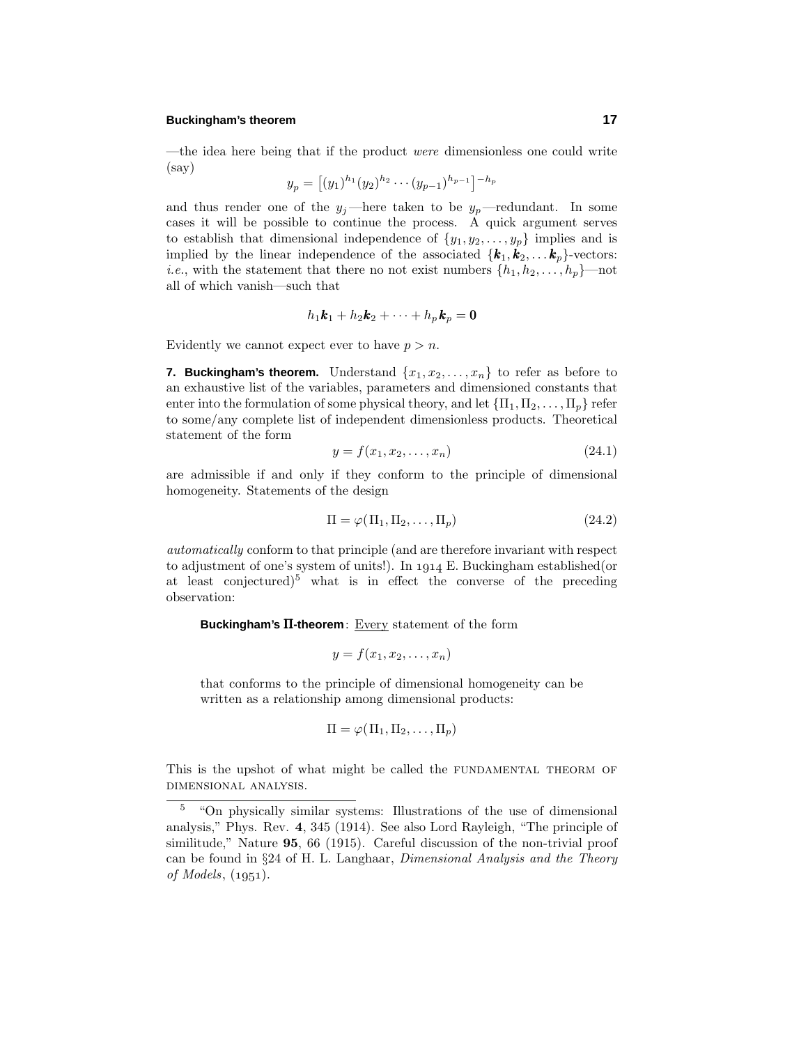—the idea here being that if the product *were* dimensionless one could write (say)

$$y_p = \left[(y_1)^{h_1}(y_2)^{h_2}\cdots(y_{p-1})^{h_{p-1}}\right]^{-h_p}$$

and thus render one of the $y_j$—here taken to be $y_p$—redundant. In some cases it will be possible to continue the process. A quick argument serves to establish that dimensional independence of $\{y_1, y_2, \ldots, y_p\}$ implies and is implied by the linear independence of the associated $\{\boldsymbol{k}_1, \boldsymbol{k}_2, \ldots \boldsymbol{k}_p\}$-vectors: *i.e.*, with the statement that there no not exist numbers $\{h_1, h_2, \ldots, h_p\}$—not all of which vanish—such that

$$h_1\boldsymbol{k}_1 + h_2\boldsymbol{k}_2 + \cdots + h_p\boldsymbol{k}_p = \boldsymbol{0}$$

Evidently we cannot expect ever to have $p > n$.

**7. Buckingham's theorem.** Understand $\{x_1, x_2, \ldots, x_n\}$ to refer as before to an exhaustive list of the variables, parameters and dimensioned constants that enter into the formulation of some physical theory, and let $\{\Pi_1, \Pi_2, \ldots, \Pi_p\}$ refer to some/any complete list of independent dimensionless products. Theoretical statement of the form

$$y = f(x_1, x_2, \ldots, x_n) \tag{24.1}$$

are admissible if and only if they conform to the principle of dimensional homogeneity. Statements of the design

$$\Pi = \varphi(\Pi_1, \Pi_2, \ldots, \Pi_p) \tag{24.2}$$

*automatically* conform to that principle (and are therefore invariant with respect to adjustment of one's system of units!). In 1914 E. Buckingham established(or at least conjectured)[5] what is in effect the converse of the preceding observation:

> **Buckingham's Π-theorem**: Every statement of the form
>
> $$y = f(x_1, x_2, \ldots, x_n)$$
>
> that conforms to the principle of dimensional homogeneity can be written as a relationship among dimensional products:
>
> $$\Pi = \varphi(\Pi_1, \Pi_2, \ldots, \Pi_p)$$

This is the upshot of what might be called the FUNDAMENTAL THEORM OF DIMENSIONAL ANALYSIS.

---

[5] "On physically similar systems: Illustrations of the use of dimensional analysis," Phys. Rev. **4**, 345 (1914). See also Lord Rayleigh, "The principle of similitude," Nature **95**, 66 (1915). Careful discussion of the non-trivial proof can be found in §24 of H. L. Langhaar, *Dimensional Analysis and the Theory of Models*, (1951).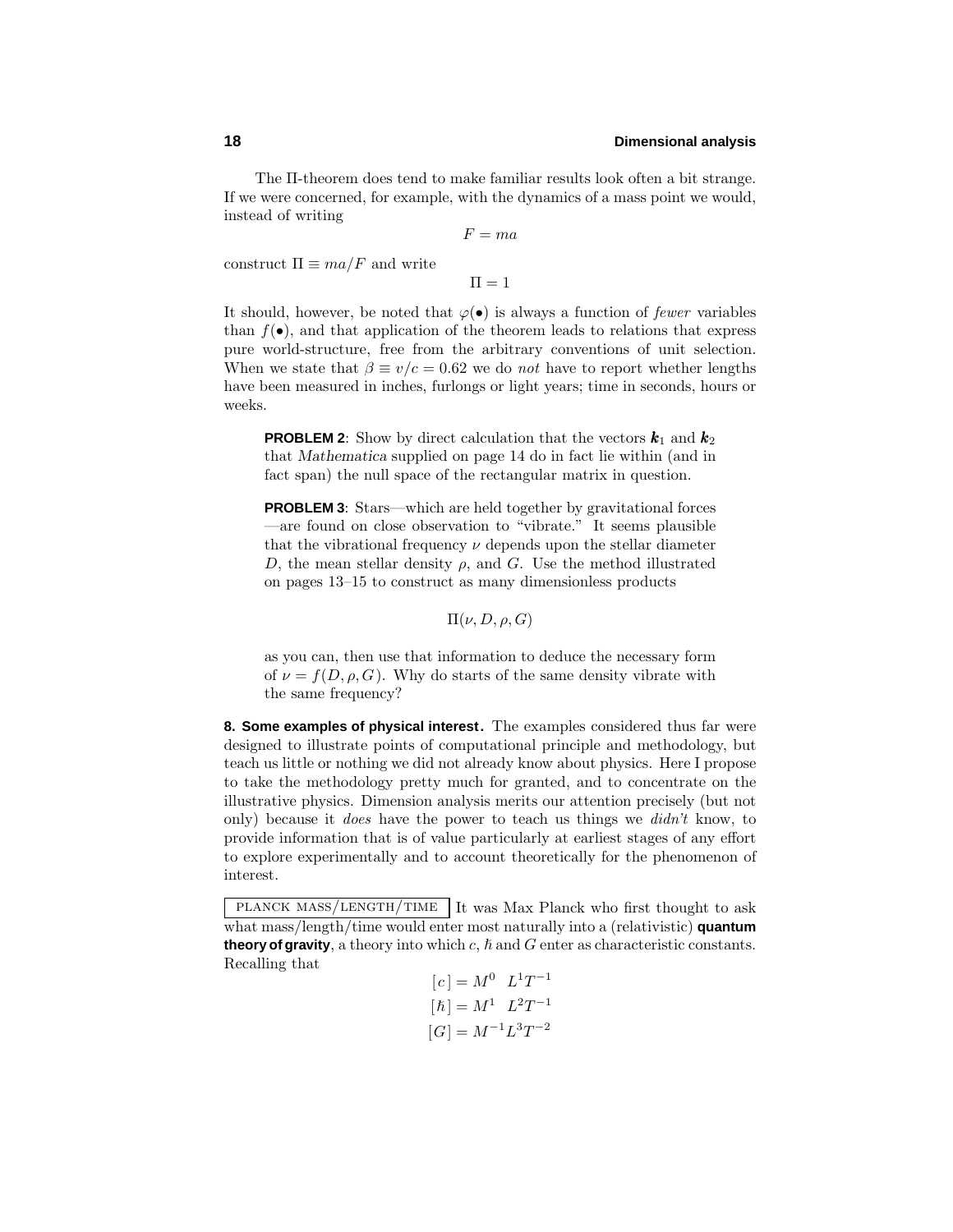The Π-theorem does tend to make familiar results look often a bit strange. If we were concerned, for example, with the dynamics of a mass point we would, instead of writing

$$F = ma$$

construct $\Pi \equiv ma/F$ and write

$$\Pi = 1$$

It should, however, be noted that $\varphi(\bullet)$ is always a function of *fewer* variables than $f(\bullet)$, and that application of the theorem leads to relations that express pure world-structure, free from the arbitrary conventions of unit selection. When we state that $\beta \equiv v/c = 0.62$ we do *not* have to report whether lengths have been measured in inches, furlongs or light years; time in seconds, hours or weeks.

> **PROBLEM 2**: Show by direct calculation that the vectors $\boldsymbol{k}_1$ and $\boldsymbol{k}_2$ that *Mathematica* supplied on page 14 do in fact lie within (and in fact span) the null space of the rectangular matrix in question.

> **PROBLEM 3**: Stars—which are held together by gravitational forces—are found on close observation to "vibrate." It seems plausible that the vibrational frequency $\nu$ depends upon the stellar diameter $D$, the mean stellar density $\rho$, and $G$. Use the method illustrated on pages 13–15 to construct as many dimensionless products
>
> $$\Pi(\nu, D, \rho, G)$$
>
> as you can, then use that information to deduce the necessary form of $\nu = f(D, \rho, G)$. Why do starts of the same density vibrate with the same frequency?

**8. Some examples of physical interest.** The examples considered thus far were designed to illustrate points of computational principle and methodology, but teach us little or nothing we did not already know about physics. Here I propose to take the methodology pretty much for granted, and to concentrate on the illustrative physics. Dimension analysis merits our attention precisely (but not only) because it *does* have the power to teach us things we *didn't* know, to provide information that is of value particularly at earliest stages of any effort to explore experimentally and to account theoretically for the phenomenon of interest.

PLANCK MASS/LENGTH/TIME It was Max Planck who first thought to ask what mass/length/time would enter most naturally into a (relativistic) **quantum theory of gravity**, a theory into which $c$, $\hbar$ and $G$ enter as characteristic constants. Recalling that

$$[c] = M^0 \quad L^1 T^{-1}$$
$$[\hbar] = M^1 \quad L^2 T^{-1}$$
$$[G] = M^{-1} L^3 T^{-2}$$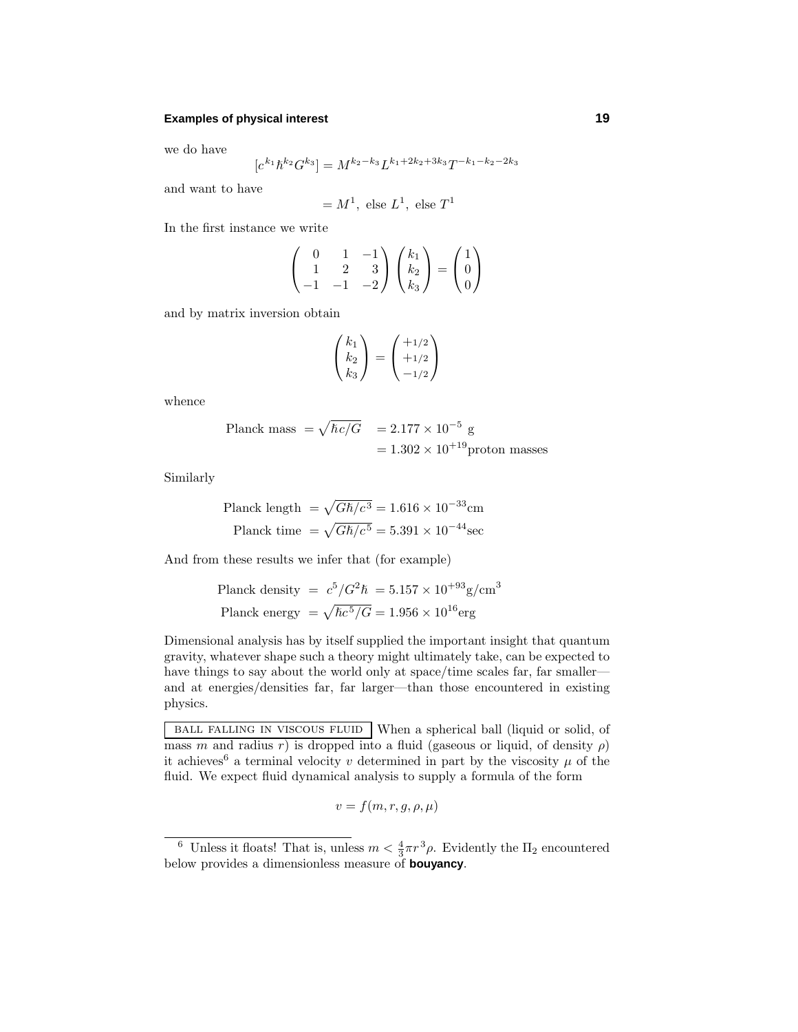we do have

$$[c^{k_1}\hbar^{k_2}G^{k_3}] = M^{k_2-k_3}L^{k_1+2k_2+3k_3}T^{-k_1-k_2-2k_3}$$

and want to have

$$= M^1, \text{ else } L^1, \text{ else } T^1$$

In the first instance we write

$$\begin{pmatrix} 0 & 1 & -1 \\ 1 & 2 & 3 \\ -1 & -1 & -2 \end{pmatrix} \begin{pmatrix} k_1 \\ k_2 \\ k_3 \end{pmatrix} = \begin{pmatrix} 1 \\ 0 \\ 0 \end{pmatrix}$$

and by matrix inversion obtain

$$\begin{pmatrix} k_1 \\ k_2 \\ k_3 \end{pmatrix} = \begin{pmatrix} +1/2 \\ +1/2 \\ -1/2 \end{pmatrix}$$

whence

$$\begin{aligned} \text{Planck mass } = \sqrt{\hbar c/G} \quad &= 2.177 \times 10^{-5} \text{ g} \\ &= 1.302 \times 10^{+19} \text{proton masses} \end{aligned}$$

Similarly

$$\begin{aligned} \text{Planck length } &= \sqrt{G\hbar/c^3} = 1.616 \times 10^{-33}\text{cm} \\ \text{Planck time } &= \sqrt{G\hbar/c^5} = 5.391 \times 10^{-44}\text{sec} \end{aligned}$$

And from these results we infer that (for example)

$$\begin{aligned} \text{Planck density } &= c^5/G^2\hbar = 5.157 \times 10^{+93}\text{g/cm}^3 \\ \text{Planck energy } &= \sqrt{\hbar c^5/G} = 1.956 \times 10^{16}\text{erg} \end{aligned}$$

Dimensional analysis has by itself supplied the important insight that quantum gravity, whatever shape such a theory might ultimately take, can be expected to have things to say about the world only at space/time scales far, far smaller—and at energies/densities far, far larger—than those encountered in existing physics.

BALL FALLING IN VISCOUS FLUID When a spherical ball (liquid or solid, of mass $m$ and radius $r$) is dropped into a fluid (gaseous or liquid, of density $\rho$) it achieves[6] a terminal velocity $v$ determined in part by the viscosity $\mu$ of the fluid. We expect fluid dynamical analysis to supply a formula of the form

$$v = f(m, r, g, \rho, \mu)$$

---

[6] Unless it floats! That is, unless $m < \frac{4}{3}\pi r^3 \rho$. Evidently the $\Pi_2$ encountered below provides a dimensionless measure of **bouyancy**.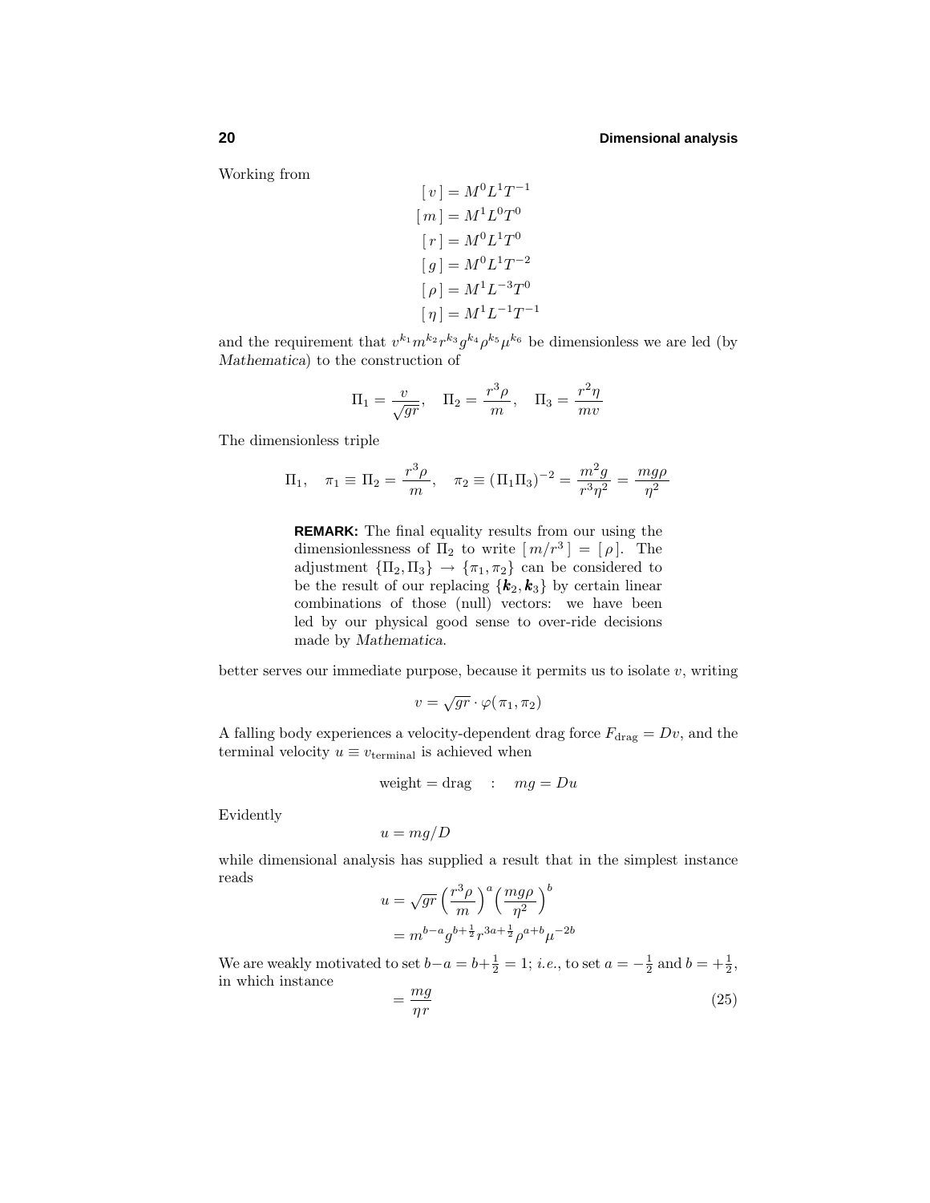Working from

$$
\begin{aligned}
[\,v\,] &= M^0L^1T^{-1}\\
[\,m\,] &= M^1L^0T^0\\
[\,r\,] &= M^0L^1T^0\\
[\,g\,] &= M^0L^1T^{-2}\\
[\,\rho\,] &= M^1L^{-3}T^0\\
[\,\eta\,] &= M^1L^{-1}T^{-1}
\end{aligned}
$$

and the requirement that $v^{k_1}m^{k_2}r^{k_3}g^{k_4}\rho^{k_5}\mu^{k_6}$ be dimensionless we are led (by *Mathematica*) to the construction of

$$
\Pi_1 = \frac{v}{\sqrt{gr}}, \quad \Pi_2 = \frac{r^3\rho}{m}, \quad \Pi_3 = \frac{r^2\eta}{mv}
$$

The dimensionless triple

$$
\Pi_1, \quad \pi_1 \equiv \Pi_2 = \frac{r^3\rho}{m}, \quad \pi_2 \equiv (\Pi_1\Pi_3)^{-2} = \frac{m^2g}{r^3\eta^2} = \frac{mg\rho}{\eta^2}
$$

> **REMARK:** The final equality results from our using the dimensionlessness of $\Pi_2$ to write $[\,m/r^3\,] = [\,\rho\,]$. The adjustment $\{\Pi_2, \Pi_3\} \rightarrow \{\pi_1, \pi_2\}$ can be considered to be the result of our replacing $\{\boldsymbol{k}_2, \boldsymbol{k}_3\}$ by certain linear combinations of those (null) vectors: we have been led by our physical good sense to over-ride decisions made by *Mathematica*.

better serves our immediate purpose, because it permits us to isolate $v$, writing

$$
v = \sqrt{gr}\cdot\varphi(\pi_1, \pi_2)
$$

A falling body experiences a velocity-dependent drag force $F_{\text{drag}} = Dv$, and the terminal velocity $u \equiv v_{\text{terminal}}$ is achieved when

$$
\text{weight} = \text{drag} \quad : \quad mg = Du
$$

Evidently

$$
u = mg/D
$$

while dimensional analysis has supplied a result that in the simplest instance reads

$$
\begin{aligned}
u &= \sqrt{gr}\Big(\frac{r^3\rho}{m}\Big)^a\Big(\frac{mg\rho}{\eta^2}\Big)^b\\
&= m^{b-a}g^{b+\frac{1}{2}}r^{3a+\frac{1}{2}}\rho^{a+b}\mu^{-2b}
\end{aligned}
$$

We are weakly motivated to set $b-a = b+\frac{1}{2} = 1$; *i.e.*, to set $a = -\frac{1}{2}$ and $b = +\frac{1}{2}$, in which instance

$$
= \frac{mg}{\eta r} \tag{25}
$$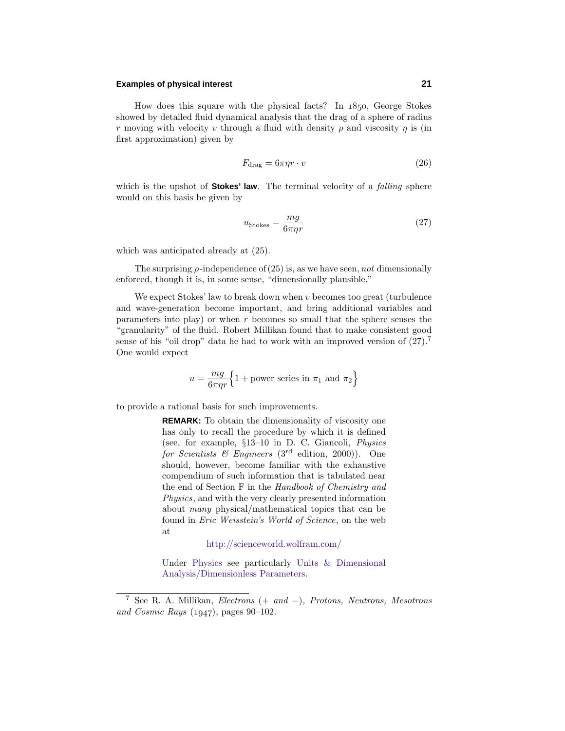How does this square with the physical facts? In 1850, George Stokes showed by detailed fluid dynamical analysis that the drag of a sphere of radius $r$ moving with velocity $v$ through a fluid with density $\rho$ and viscosity $\eta$ is (in first approximation) given by

$$F_{\text{drag}} = 6\pi\eta r \cdot v \tag{26}$$

which is the upshot of **Stokes' law**. The terminal velocity of a *falling* sphere would on this basis be given by

$$u_{\text{Stokes}} = \frac{mg}{6\pi\eta r} \tag{27}$$

which was anticipated already at (25).

The surprising $\rho$-independence of (25) is, as we have seen, *not* dimensionally enforced, though it is, in some sense, "dimensionally plausible."

We expect Stokes' law to break down when $v$ becomes too great (turbulence and wave-generation become important, and bring additional variables and parameters into play) or when $r$ becomes so small that the sphere senses the "granularity" of the fluid. Robert Millikan found that to make consistent good sense of his "oil drop" data he had to work with an improved version of (27).[7] One would expect

$$u = \frac{mg}{6\pi\eta r}\Big\{1 + \text{power series in } \pi_1 \text{ and } \pi_2\Big\}$$

to provide a rational basis for such improvements.

> **REMARK:** To obtain the dimensionality of viscosity one has only to recall the procedure by which it is defined (see, for example, §13–10 in D. C. Giancoli, *Physics for Scientists & Engineers* (3rd edition, 2000)). One should, however, become familiar with the exhaustive compendium of such information that is tabulated near the end of Section F in the *Handbook of Chemistry and Physics*, and with the very clearly presented information about *many* physical/mathematical topics that can be found in *Eric Weisstein's World of Science*, on the web at
>
> http://scienceworld.wolfram.com/
>
> Under Physics see particularly Units & Dimensional Analysis/Dimensionless Parameters.

[7] See R. A. Millikan, *Electrons (+ and −), Protons, Neutrons, Mesotrons and Cosmic Rays* (1947), pages 90–102.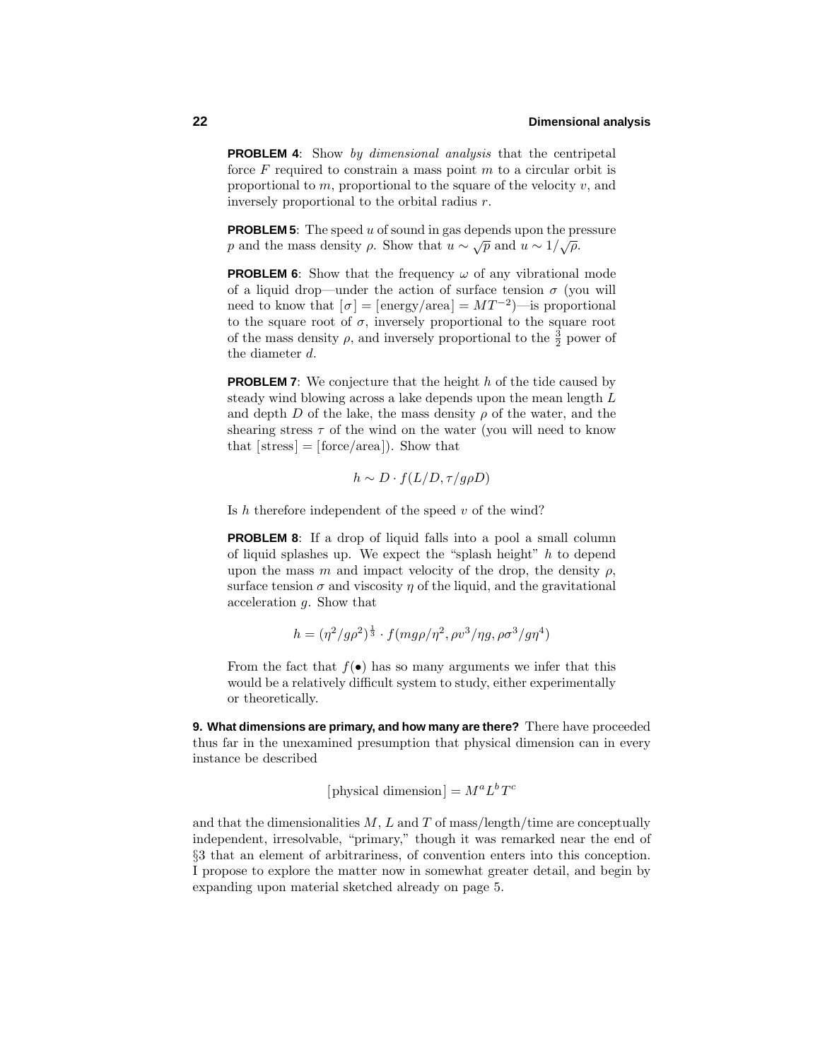**PROBLEM 4**: Show *by dimensional analysis* that the centripetal force $F$ required to constrain a mass point $m$ to a circular orbit is proportional to $m$, proportional to the square of the velocity $v$, and inversely proportional to the orbital radius $r$.

**PROBLEM 5**: The speed $u$ of sound in gas depends upon the pressure $p$ and the mass density $\rho$. Show that $u \sim \sqrt{p}$ and $u \sim 1/\sqrt{\rho}$.

**PROBLEM 6**: Show that the frequency $\omega$ of any vibrational mode of a liquid drop—under the action of surface tension $\sigma$ (you will need to know that $[\sigma] = [\text{energy/area}] = MT^{-2}$)—is proportional to the square root of $\sigma$, inversely proportional to the square root of the mass density $\rho$, and inversely proportional to the $\frac{3}{2}$ power of the diameter $d$.

**PROBLEM 7**: We conjecture that the height $h$ of the tide caused by steady wind blowing across a lake depends upon the mean length $L$ and depth $D$ of the lake, the mass density $\rho$ of the water, and the shearing stress $\tau$ of the wind on the water (you will need to know that $[\text{stress}] = [\text{force/area}]$). Show that

$$h \sim D \cdot f(L/D, \tau/g\rho D)$$

Is $h$ therefore independent of the speed $v$ of the wind?

**PROBLEM 8**: If a drop of liquid falls into a pool a small column of liquid splashes up. We expect the "splash height" $h$ to depend upon the mass $m$ and impact velocity of the drop, the density $\rho$, surface tension $\sigma$ and viscosity $\eta$ of the liquid, and the gravitational acceleration $g$. Show that

$$h = (\eta^2/g\rho^2)^{\frac{1}{3}} \cdot f(mg\rho/\eta^2, \rho v^3/\eta g, \rho\sigma^3/g\eta^4)$$

From the fact that $f(\bullet)$ has so many arguments we infer that this would be a relatively difficult system to study, either experimentally or theoretically.

**9. What dimensions are primary, and how many are there?** There have proceeded thus far in the unexamined presumption that physical dimension can in every instance be described

$$[\text{physical dimension}] = M^a L^b T^c$$

and that the dimensionalities $M$, $L$ and $T$ of mass/length/time are conceptually independent, irresolvable, "primary," though it was remarked near the end of §3 that an element of arbitrariness, of convention enters into this conception. I propose to explore the matter now in somewhat greater detail, and begin by expanding upon material sketched already on page 5.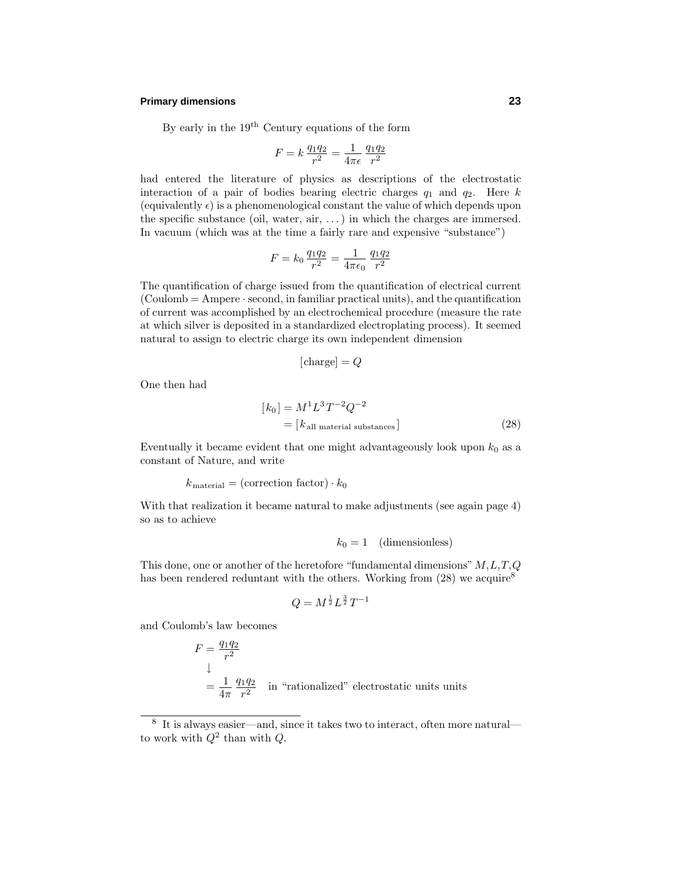By early in the 19th Century equations of the form

$$F = k\,\frac{q_1 q_2}{r^2} = \frac{1}{4\pi\epsilon}\,\frac{q_1 q_2}{r^2}$$

had entered the literature of physics as descriptions of the electrostatic interaction of a pair of bodies bearing electric charges $q_1$ and $q_2$. Here $k$ (equivalently $\epsilon$) is a phenomenological constant the value of which depends upon the specific substance (oil, water, air, ...) in which the charges are immersed. In vacuum (which was at the time a fairly rare and expensive "substance")

$$F = k_0\,\frac{q_1 q_2}{r^2} = \frac{1}{4\pi\epsilon_0}\,\frac{q_1 q_2}{r^2}$$

The quantification of charge issued from the quantification of electrical current (Coulomb = Ampere · second, in familiar practical units), and the quantification of current was accomplished by an electrochemical procedure (measure the rate at which silver is deposited in a standardized electroplating process). It seemed natural to assign to electric charge its own independent dimension

$$[\text{charge}] = Q$$

One then had

$$\begin{aligned}[k_0] &= M^1 L^3 T^{-2} Q^{-2} \\ &= [k_{\text{all material substances}}]\end{aligned} \tag{28}$$

Eventually it became evident that one might advantageously look upon $k_0$ as a constant of Nature, and write

$$k_{\text{material}} = (\text{correction factor}) \cdot k_0$$

With that realization it became natural to make adjustments (see again page 4) so as to achieve

$$k_0 = 1 \quad (\text{dimensionless})$$

This done, one or another of the heretofore "fundamental dimensions" $M, L, T, Q$ has been rendered reduntant with the others. Working from (28) we acquire[8]

$$Q = M^{\frac{1}{2}} L^{\frac{3}{2}} T^{-1}$$

and Coulomb's law becomes

$$\begin{aligned} F &= \frac{q_1 q_2}{r^2} \\ &\downarrow \\ &= \frac{1}{4\pi}\,\frac{q_1 q_2}{r^2} \quad \text{in "rationalized" electrostatic units units}\end{aligned}$$

---

[8] It is always easier—and, since it takes two to interact, often more natural—to work with $Q^2$ than with $Q$.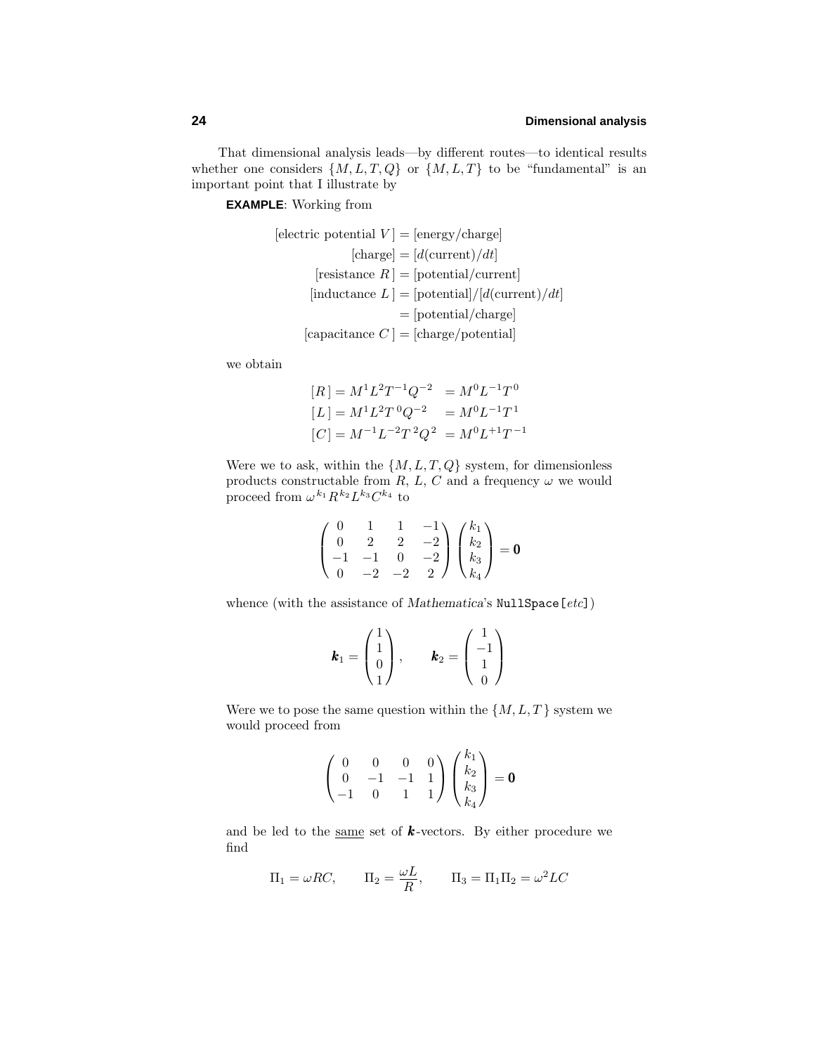That dimensional analysis leads—by different routes—to identical results whether one considers $\{M, L, T, Q\}$ or $\{M, L, T\}$ to be "fundamental" is an important point that I illustrate by

**EXAMPLE**: Working from

$$
\begin{aligned}
[\text{electric potential } V\,] &= [\text{energy/charge}] \\
[\text{charge}] &= [d(\text{current})/dt] \\
[\text{resistance } R\,] &= [\text{potential/current}] \\
[\text{inductance } L\,] &= [\text{potential}]/[d(\text{current})/dt] \\
&= [\text{potential/charge}] \\
[\text{capacitance } C\,] &= [\text{charge/potential}]
\end{aligned}
$$

we obtain

$$
\begin{aligned}
[R\,] &= M^1L^2T^{-1}Q^{-2} &&= M^0L^{-1}T^0 \\
[L\,] &= M^1L^2T^{\,0}Q^{-2} &&= M^0L^{-1}T^1 \\
[C\,] &= M^{-1}L^{-2}T^{\,2}Q^2 &&= M^0L^{+1}T^{-1}
\end{aligned}
$$

Were we to ask, within the $\{M, L, T, Q\}$ system, for dimensionless products constructable from $R$, $L$, $C$ and a frequency $\omega$ we would proceed from $\omega^{k_1}R^{k_2}L^{k_3}C^{k_4}$ to

$$
\begin{pmatrix} 0 & 1 & 1 & -1 \\ 0 & 2 & 2 & -2 \\ -1 & -1 & 0 & -2 \\ 0 & -2 & -2 & 2 \end{pmatrix}
\begin{pmatrix} k_1 \\ k_2 \\ k_3 \\ k_4 \end{pmatrix} = \mathbf{0}
$$

whence (with the assistance of *Mathematica*'s `NullSpace[`*etc*`]`)

$$
\boldsymbol{k}_1 = \begin{pmatrix} 1 \\ 1 \\ 0 \\ 1 \end{pmatrix}, \qquad \boldsymbol{k}_2 = \begin{pmatrix} 1 \\ -1 \\ 1 \\ 0 \end{pmatrix}
$$

Were we to pose the same question within the $\{M, L, T\,\}$ system we would proceed from

$$
\begin{pmatrix} 0 & 0 & 0 & 0 \\ 0 & -1 & -1 & 1 \\ -1 & 0 & 1 & 1 \end{pmatrix}
\begin{pmatrix} k_1 \\ k_2 \\ k_3 \\ k_4 \end{pmatrix} = \mathbf{0}
$$

and be led to the <u>same</u> set of $\boldsymbol{k}$-vectors. By either procedure we find

$$
\Pi_1 = \omega RC, \qquad \Pi_2 = \frac{\omega L}{R}, \qquad \Pi_3 = \Pi_1\Pi_2 = \omega^2 LC
$$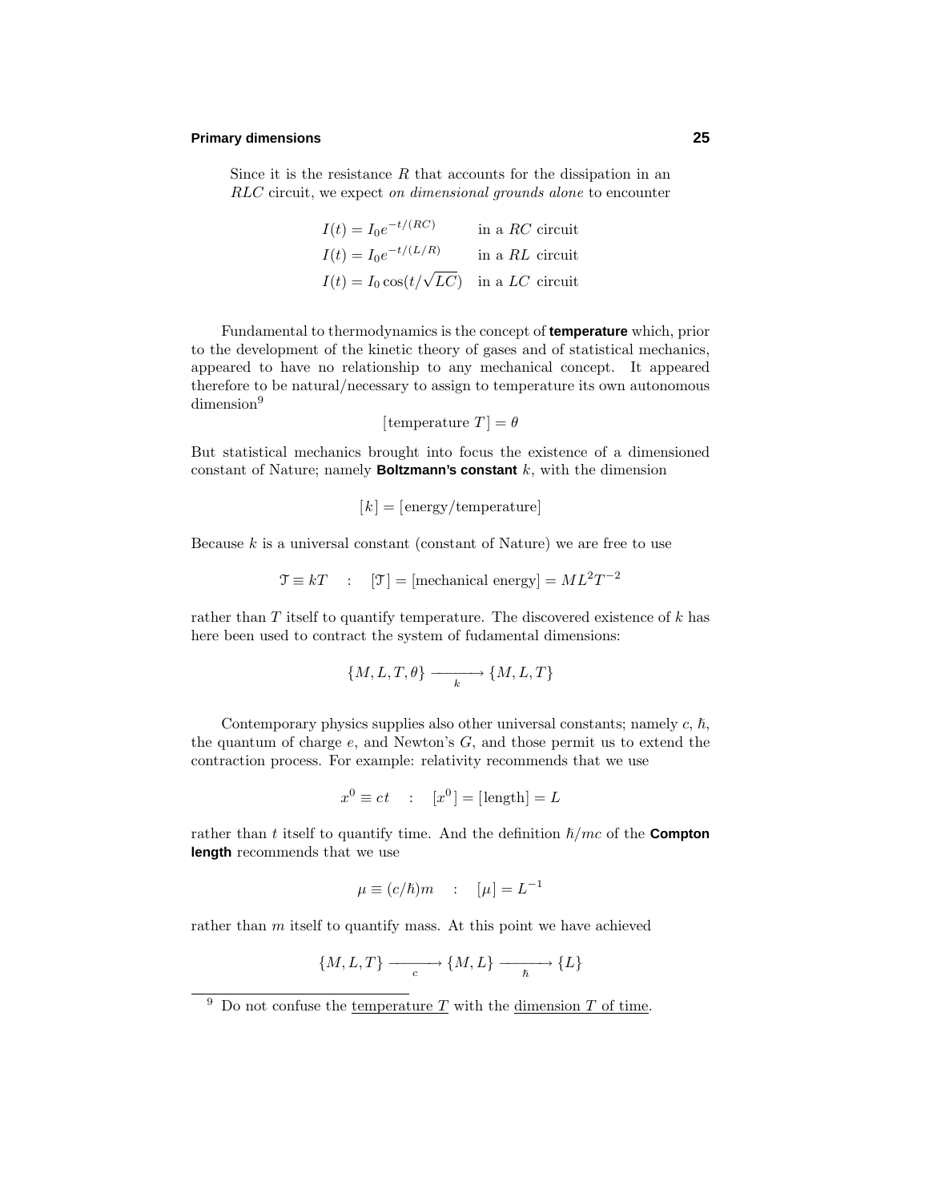Since it is the resistance $R$ that accounts for the dissipation in an $RLC$ circuit, we expect *on dimensional grounds alone* to encounter

$$
\begin{aligned}
I(t) &= I_0 e^{-t/(RC)} && \text{in a } RC \text{ circuit} \\
I(t) &= I_0 e^{-t/(L/R)} && \text{in a } RL \text{ circuit} \\
I(t) &= I_0 \cos(t/\sqrt{LC}) && \text{in a } LC \text{ circuit}
\end{aligned}
$$

Fundamental to thermodynamics is the concept of **temperature** which, prior to the development of the kinetic theory of gases and of statistical mechanics, appeared to have no relationship to any mechanical concept. It appeared therefore to be natural/necessary to assign to temperature its own autonomous dimension[9]

$$[\text{temperature } T] = \theta$$

But statistical mechanics brought into focus the existence of a dimensioned constant of Nature; namely **Boltzmann's constant** $k$, with the dimension

$$[k] = [\text{energy/temperature}]$$

Because $k$ is a universal constant (constant of Nature) we are free to use

$$\mathcal{T} \equiv kT \quad : \quad [\mathcal{T}] = [\text{mechanical energy}] = ML^2T^{-2}$$

rather than $T$ itself to quantify temperature. The discovered existence of $k$ has here been used to contract the system of fudamental dimensions:

$$\{M, L, T, \theta\} \xrightarrow[k]{} \{M, L, T\}$$

Contemporary physics supplies also other universal constants; namely $c$, $\hbar$, the quantum of charge $e$, and Newton's $G$, and those permit us to extend the contraction process. For example: relativity recommends that we use

$$x^0 \equiv ct \quad : \quad [x^0] = [\text{length}] = L$$

rather than $t$ itself to quantify time. And the definition $\hbar/mc$ of the **Compton length** recommends that we use

$$\mu \equiv (c/\hbar)m \quad : \quad [\mu] = L^{-1}$$

rather than $m$ itself to quantify mass. At this point we have achieved

$$\{M, L, T\} \xrightarrow[c]{} \{M, L\} \xrightarrow[\hbar]{} \{L\}$$

---

[9] Do not confuse the temperature $T$ with the dimension $T$ of time.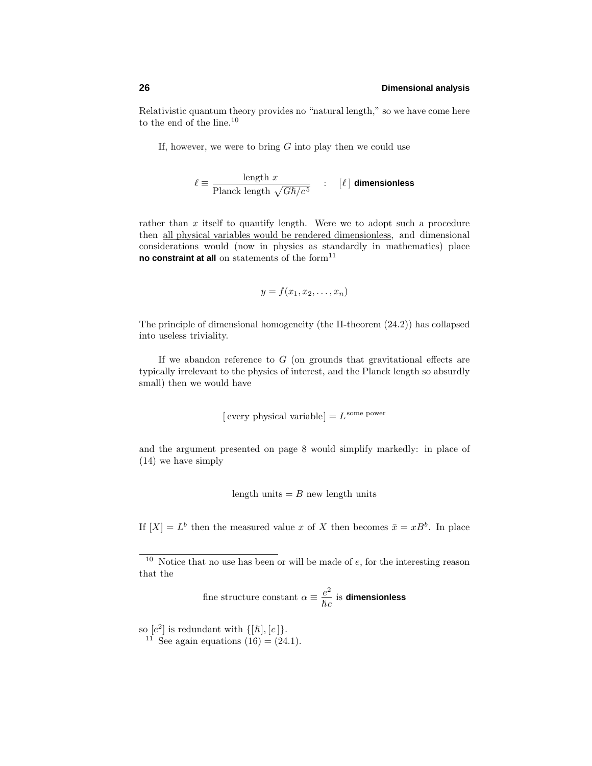Relativistic quantum theory provides no "natural length," so we have come here to the end of the line.[10]

If, however, we were to bring $G$ into play then we could use

$$\ell \equiv \frac{\text{length } x}{\text{Planck length } \sqrt{G\hbar/c^5}} \quad : \quad [\,\ell\,] \text{ **dimensionless**}$$

rather than $x$ itself to quantify length. Were we to adopt such a procedure then <u>all physical variables would be rendered dimensionless</u>, and dimensional considerations would (now in physics as standardly in mathematics) place **no constraint at all** on statements of the form[11]

$$y = f(x_1, x_2, \ldots, x_n)$$

The principle of dimensional homogeneity (the Π-theorem (24.2)) has collapsed into useless triviality.

If we abandon reference to $G$ (on grounds that gravitational effects are typically irrelevant to the physics of interest, and the Planck length so absurdly small) then we would have

$$[\,\text{every physical variable}\,] = L^{\,\text{some power}}$$

and the argument presented on page 8 would simplify markedly: in place of (14) we have simply

$$\text{length units} = B \text{ new length units}$$

If $[X] = L^b$ then the measured value $x$ of $X$ then becomes $\bar{x} = xB^b$. In place

---

[10] Notice that no use has been or will be made of $e$, for the interesting reason that the

$$\text{fine structure constant } \alpha \equiv \frac{e^2}{\hbar c} \text{ is **dimensionless**}$$

so $[e^2]$ is redundant with $\{[\hbar], [c\,]\}$.

[11] See again equations (16) = (24.1).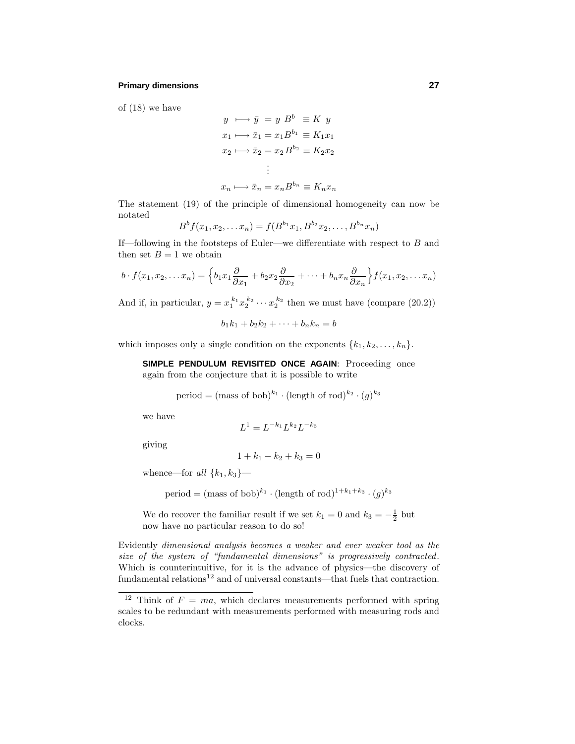of (18) we have

$$
\begin{aligned}
y &\longmapsto \bar{y} \ = y\ B^b \ \equiv K\ y \\
x_1 &\longmapsto \bar{x}_1 = x_1 B^{b_1} \equiv K_1 x_1 \\
x_2 &\longmapsto \bar{x}_2 = x_2 B^{b_2} \equiv K_2 x_2 \\
&\ \ \vdots \\
x_n &\longmapsto \bar{x}_n = x_n B^{b_n} \equiv K_n x_n
\end{aligned}
$$

The statement (19) of the principle of dimensional homogeneity can now be notated

$$
B^b f(x_1, x_2, \ldots x_n) = f(B^{b_1} x_1, B^{b_2} x_2, \ldots, B^{b_n} x_n)
$$

If—following in the footsteps of Euler—we differentiate with respect to $B$ and then set $B = 1$ we obtain

$$
b \cdot f(x_1, x_2, \ldots x_n) = \Big\{ b_1 x_1 \frac{\partial}{\partial x_1} + b_2 x_2 \frac{\partial}{\partial x_2} + \cdots + b_n x_n \frac{\partial}{\partial x_n} \Big\} f(x_1, x_2, \ldots x_n)
$$

And if, in particular, $y = x_1^{k_1} x_2^{k_2} \cdots x_2^{k_2}$ then we must have (compare (20.2))

$$
b_1 k_1 + b_2 k_2 + \cdots + b_n k_n = b
$$

which imposes only a single condition on the exponents $\{k_1, k_2, \ldots, k_n\}$.

> **SIMPLE PENDULUM REVISITED ONCE AGAIN**: Proceeding once again from the conjecture that it is possible to write
>
> $$
> \text{period} = (\text{mass of bob})^{k_1} \cdot (\text{length of rod})^{k_2} \cdot (g)^{k_3}
> $$
>
> we have
>
> $$
> L^1 = L^{-k_1} L^{k_2} L^{-k_3}
> $$
>
> giving
>
> $$
> 1 + k_1 - k_2 + k_3 = 0
> $$
>
> whence—for *all* $\{k_1, k_3\}$—
>
> $$
> \text{period} = (\text{mass of bob})^{k_1} \cdot (\text{length of rod})^{1 + k_1 + k_3} \cdot (g)^{k_3}
> $$
>
> We do recover the familiar result if we set $k_1 = 0$ and $k_3 = -\frac{1}{2}$ but now have no particular reason to do so!

Evidently *dimensional analysis becomes a weaker and ever weaker tool as the size of the system of "fundamental dimensions" is progressively contracted*. Which is counterintuitive, for it is the advance of physics—the discovery of fundamental relations[12] and of universal constants—that fuels that contraction.

[12] Think of $F = ma$, which declares measurements performed with spring scales to be redundant with measurements performed with measuring rods and clocks.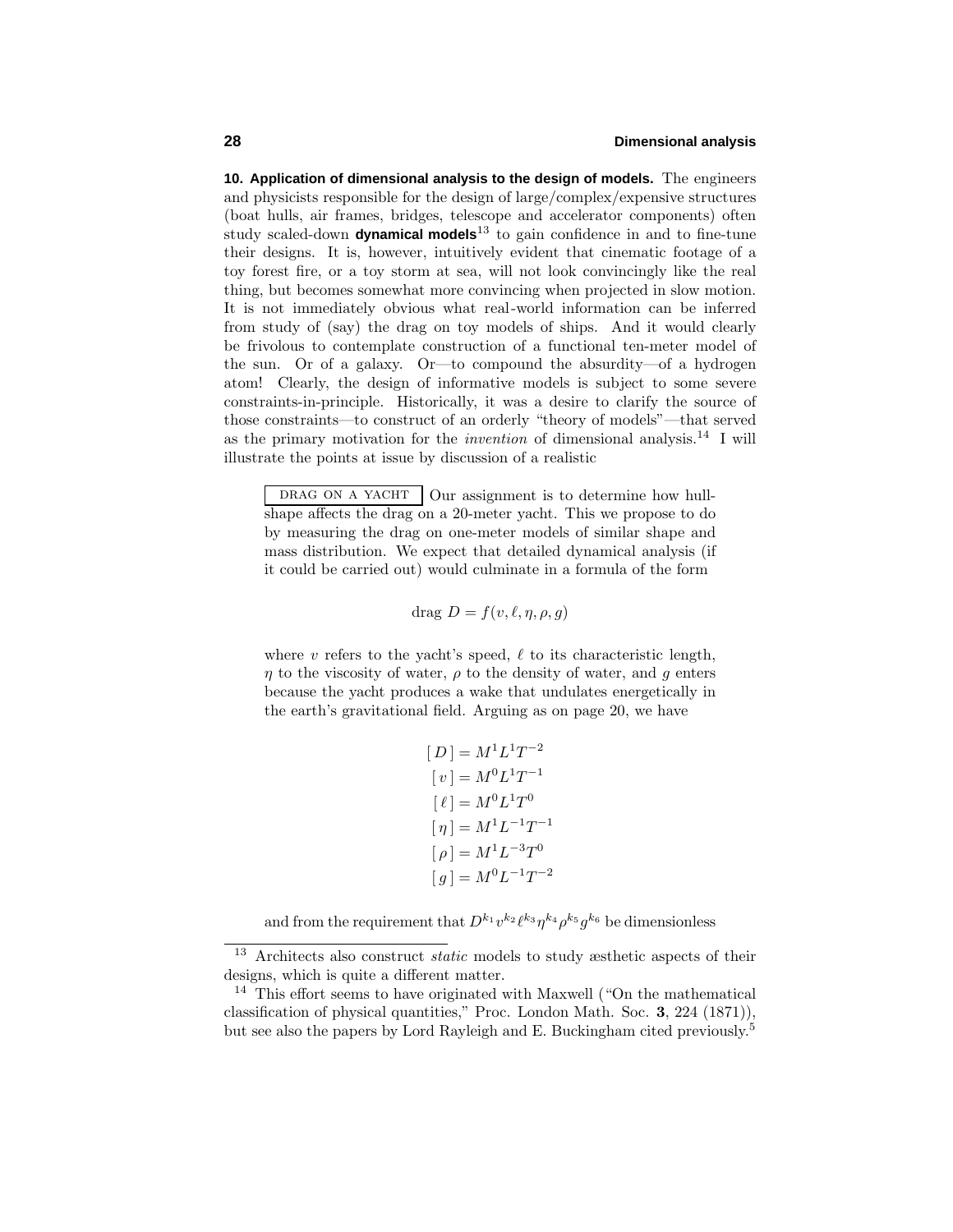**10. Application of dimensional analysis to the design of models.** The engineers and physicists responsible for the design of large/complex/expensive structures (boat hulls, air frames, bridges, telescope and accelerator components) often study scaled-down **dynamical models**[13] to gain confidence in and to fine-tune their designs. It is, however, intuitively evident that cinematic footage of a toy forest fire, or a toy storm at sea, will not look convincingly like the real thing, but becomes somewhat more convincing when projected in slow motion. It is not immediately obvious what real-world information can be inferred from study of (say) the drag on toy models of ships. And it would clearly be frivolous to contemplate construction of a functional ten-meter model of the sun. Or of a galaxy. Or—to compound the absurdity—of a hydrogen atom! Clearly, the design of informative models is subject to some severe constraints-in-principle. Historically, it was a desire to clarify the source of those constraints—to construct of an orderly "theory of models"—that served as the primary motivation for the *invention* of dimensional analysis.[14] I will illustrate the points at issue by discussion of a realistic

DRAG ON A YACHT Our assignment is to determine how hull-shape affects the drag on a 20-meter yacht. This we propose to do by measuring the drag on one-meter models of similar shape and mass distribution. We expect that detailed dynamical analysis (if it could be carried out) would culminate in a formula of the form

$$\text{drag } D = f(v, \ell, \eta, \rho, g)$$

where $v$ refers to the yacht's speed, $\ell$ to its characteristic length, $\eta$ to the viscosity of water, $\rho$ to the density of water, and $g$ enters because the yacht produces a wake that undulates energetically in the earth's gravitational field. Arguing as on page 20, we have

$$\begin{aligned}
[\,D\,] &= M^1L^1T^{-2}\\
[\,v\,] &= M^0L^1T^{-1}\\
[\,\ell\,] &= M^0L^1T^0\\
[\,\eta\,] &= M^1L^{-1}T^{-1}\\
[\,\rho\,] &= M^1L^{-3}T^0\\
[\,g\,] &= M^0L^{-1}T^{-2}
\end{aligned}$$

and from the requirement that $D^{k_1}v^{k_2}\ell^{k_3}\eta^{k_4}\rho^{k_5}g^{k_6}$ be dimensionless

---

[13] Architects also construct *static* models to study æsthetic aspects of their designs, which is quite a different matter.

[14] This effort seems to have originated with Maxwell ("On the mathematical classification of physical quantities," Proc. London Math. Soc. **3**, 224 (1871)), but see also the papers by Lord Rayleigh and E. Buckingham cited previously.[5]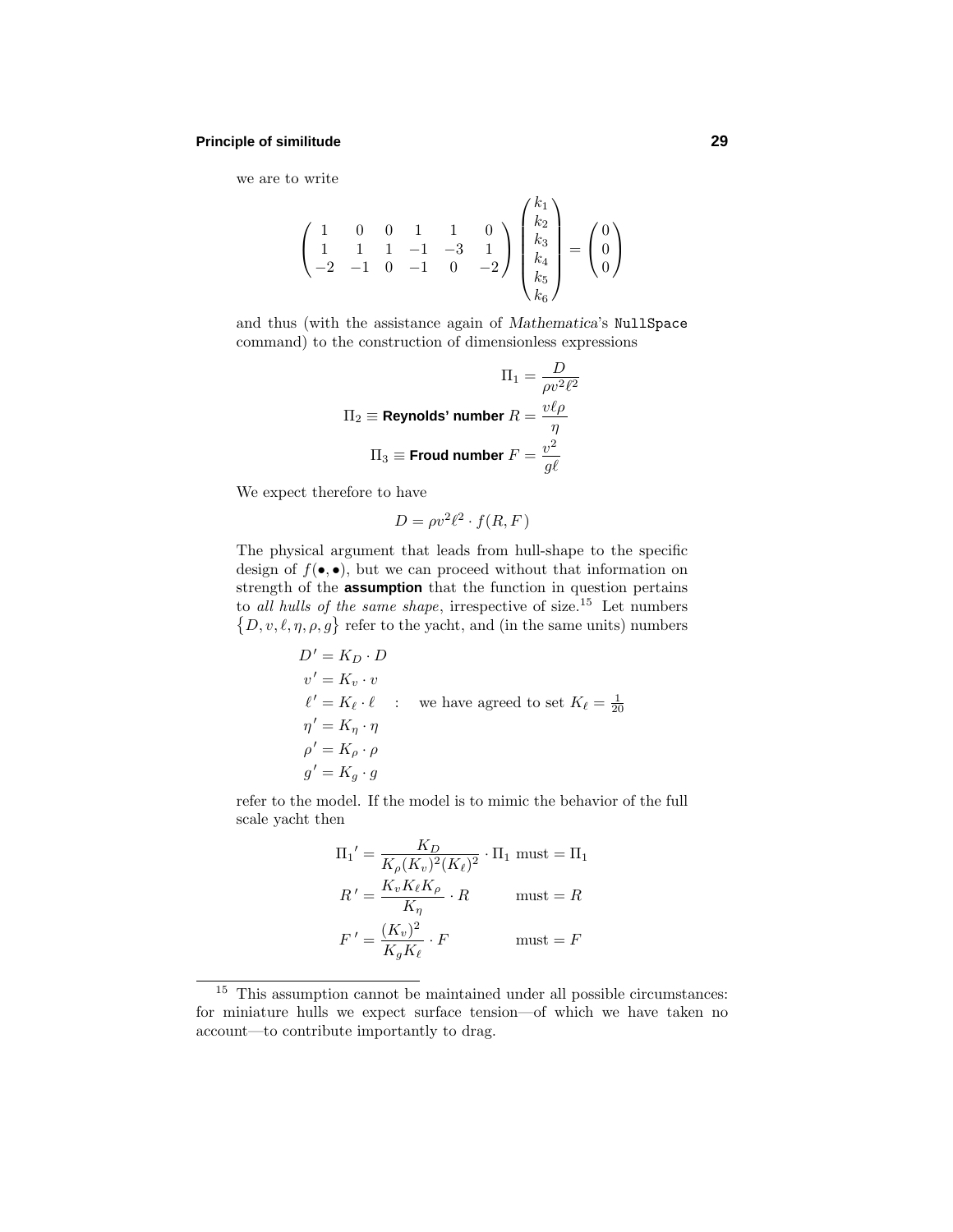we are to write

$$\begin{pmatrix} 1 & 0 & 0 & 1 & 1 & 0 \\ 1 & 1 & 1 & -1 & -3 & 1 \\ -2 & -1 & 0 & -1 & 0 & -2 \end{pmatrix} \begin{pmatrix} k_1 \\ k_2 \\ k_3 \\ k_4 \\ k_5 \\ k_6 \end{pmatrix} = \begin{pmatrix} 0 \\ 0 \\ 0 \end{pmatrix}$$

and thus (with the assistance again of *Mathematica*'s `NullSpace` command) to the construction of dimensionless expressions

$$\Pi_1 = \frac{D}{\rho v^2 \ell^2}$$

$$\Pi_2 \equiv \textbf{Reynolds' number } R = \frac{v\ell\rho}{\eta}$$

$$\Pi_3 \equiv \textbf{Froud number } F = \frac{v^2}{g\ell}$$

We expect therefore to have

$$D = \rho v^2 \ell^2 \cdot f(R, F)$$

The physical argument that leads from hull-shape to the specific design of $f(\bullet, \bullet)$, but we can proceed without that information on strength of the **assumption** that the function in question pertains to *all hulls of the same shape*, irrespective of size.[15] Let numbers $\{D, v, \ell, \eta, \rho, g\}$ refer to the yacht, and (in the same units) numbers

$$\begin{aligned} D' &= K_D \cdot D \\ v' &= K_v \cdot v \\ \ell' &= K_\ell \cdot \ell \quad : \quad \text{we have agreed to set } K_\ell = \tfrac{1}{20} \\ \eta' &= K_\eta \cdot \eta \\ \rho' &= K_\rho \cdot \rho \\ g' &= K_g \cdot g \end{aligned}$$

refer to the model. If the model is to mimic the behavior of the full scale yacht then

$$\begin{aligned} \Pi_1{}' &= \frac{K_D}{K_\rho (K_v)^2 (K_\ell)^2} \cdot \Pi_1 \text{ must} = \Pi_1 \\ R' &= \frac{K_v K_\ell K_\rho}{K_\eta} \cdot R \qquad \text{must} = R \\ F' &= \frac{(K_v)^2}{K_g K_\ell} \cdot F \qquad \text{must} = F \end{aligned}$$

[15] This assumption cannot be maintained under all possible circumstances: for miniature hulls we expect surface tension—of which we have taken no account—to contribute importantly to drag.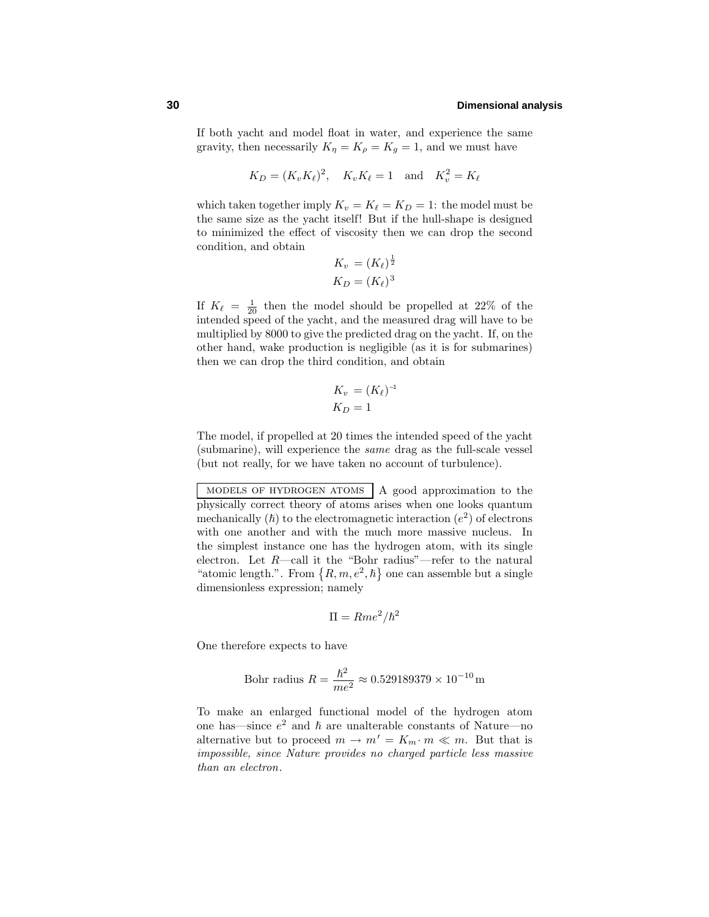If both yacht and model float in water, and experience the same gravity, then necessarily $K_\eta = K_\rho = K_g = 1$, and we must have

$$K_D = (K_v K_\ell)^2, \quad K_v K_\ell = 1 \quad \text{and} \quad K_v^2 = K_\ell$$

which taken together imply $K_v = K_\ell = K_D = 1$: the model must be the same size as the yacht itself! But if the hull-shape is designed to minimized the effect of viscosity then we can drop the second condition, and obtain

$$\begin{aligned} K_v &= (K_\ell)^{\frac{1}{2}} \\ K_D &= (K_\ell)^3 \end{aligned}$$

If $K_\ell = \frac{1}{20}$ then the model should be propelled at 22% of the intended speed of the yacht, and the measured drag will have to be multiplied by 8000 to give the predicted drag on the yacht. If, on the other hand, wake production is negligible (as it is for submarines) then we can drop the third condition, and obtain

$$\begin{aligned} K_v &= (K_\ell)^{-1} \\ K_D &= 1 \end{aligned}$$

The model, if propelled at 20 times the intended speed of the yacht (submarine), will experience the *same* drag as the full-scale vessel (but not really, for we have taken no account of turbulence).

**MODELS OF HYDROGEN ATOMS** A good approximation to the physically correct theory of atoms arises when one looks quantum mechanically ($\hbar$) to the electromagnetic interaction ($e^2$) of electrons with one another and with the much more massive nucleus. In the simplest instance one has the hydrogen atom, with its single electron. Let $R$—call it the "Bohr radius"—refer to the natural "atomic length.". From $\{R, m, e^2, \hbar\}$ one can assemble but a single dimensionless expression; namely

$$\Pi = Rme^2/\hbar^2$$

One therefore expects to have

$$\text{Bohr radius } R = \frac{\hbar^2}{me^2} \approx 0.529189379 \times 10^{-10}\,\text{m}$$

To make an enlarged functional model of the hydrogen atom one has—since $e^2$ and $\hbar$ are unalterable constants of Nature—no alternative but to proceed $m \to m' = K_m \cdot m \ll m$. But that is *impossible, since Nature provides no charged particle less massive than an electron*.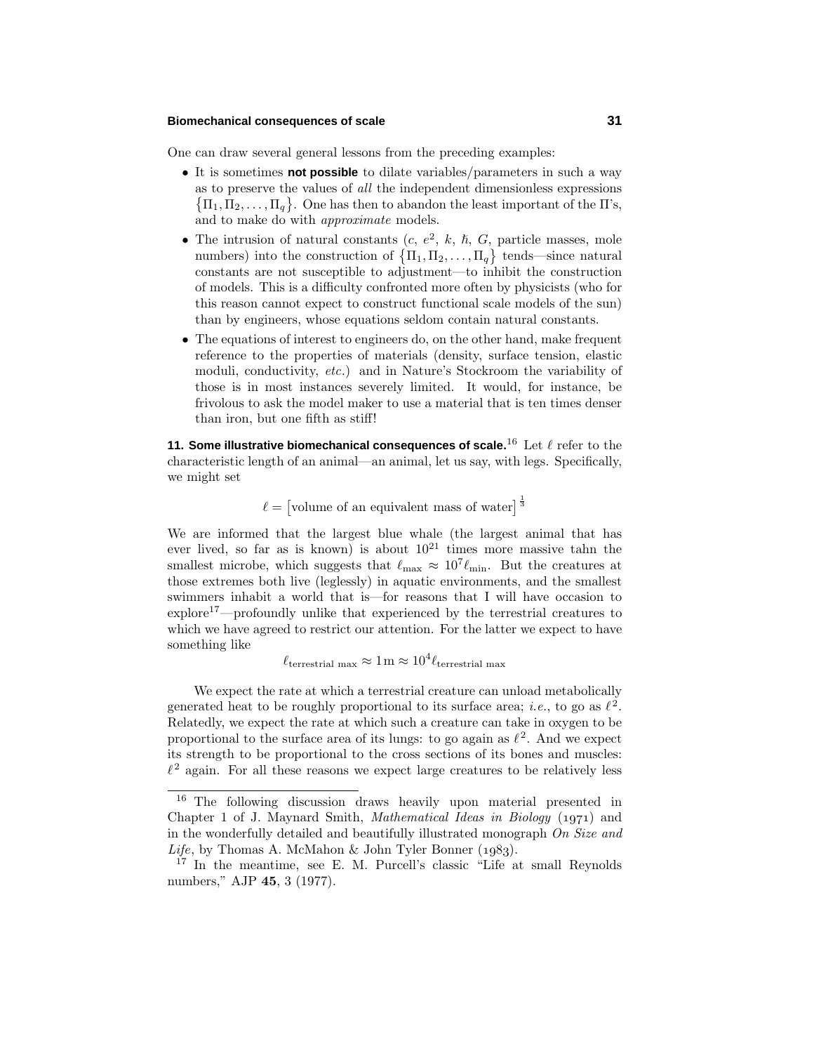One can draw several general lessons from the preceding examples:

- It is sometimes **not possible** to dilate variables/parameters in such a way as to preserve the values of *all* the independent dimensionless expressions $\{\Pi_1, \Pi_2, \ldots, \Pi_q\}$. One has then to abandon the least important of the Π's, and to make do with *approximate* models.
- The intrusion of natural constants ($c$, $e^2$, $k$, $\hbar$, $G$, particle masses, mole numbers) into the construction of $\{\Pi_1, \Pi_2, \ldots, \Pi_q\}$ tends—since natural constants are not susceptible to adjustment—to inhibit the construction of models. This is a difficulty confronted more often by physicists (who for this reason cannot expect to construct functional scale models of the sun) than by engineers, whose equations seldom contain natural constants.
- The equations of interest to engineers do, on the other hand, make frequent reference to the properties of materials (density, surface tension, elastic moduli, conductivity, *etc.*) and in Nature's Stockroom the variability of those is in most instances severely limited. It would, for instance, be frivolous to ask the model maker to use a material that is ten times denser than iron, but one fifth as stiff!

**11. Some illustrative biomechanical consequences of scale.**[16] Let $\ell$ refer to the characteristic length of an animal—an animal, let us say, with legs. Specifically, we might set

$$\ell = \left[\text{volume of an equivalent mass of water}\right]^{\frac{1}{3}}$$

We are informed that the largest blue whale (the largest animal that has ever lived, so far as is known) is about $10^{21}$ times more massive tahn the smallest microbe, which suggests that $\ell_{\text{max}} \approx 10^7 \ell_{\text{min}}$. But the creatures at those extremes both live (leglessly) in aquatic environments, and the smallest swimmers inhabit a world that is—for reasons that I will have occasion to explore[17]—profoundly unlike that experienced by the terrestrial creatures to which we have agreed to restrict our attention. For the latter we expect to have something like

$$\ell_{\text{terrestrial max}} \approx 1\,\text{m} \approx 10^4 \ell_{\text{terrestrial max}}$$

We expect the rate at which a terrestrial creature can unload metabolically generated heat to be roughly proportional to its surface area; *i.e.*, to go as $\ell^2$. Relatedly, we expect the rate at which such a creature can take in oxygen to be proportional to the surface area of its lungs: to go again as $\ell^2$. And we expect its strength to be proportional to the cross sections of its bones and muscles: $\ell^2$ again. For all these reasons we expect large creatures to be relatively less

---

[16] The following discussion draws heavily upon material presented in Chapter 1 of J. Maynard Smith, *Mathematical Ideas in Biology* (1971) and in the wonderfully detailed and beautifully illustrated monograph *On Size and Life*, by Thomas A. McMahon & John Tyler Bonner (1983).

[17] In the meantime, see E. M. Purcell's classic "Life at small Reynolds numbers," AJP **45**, 3 (1977).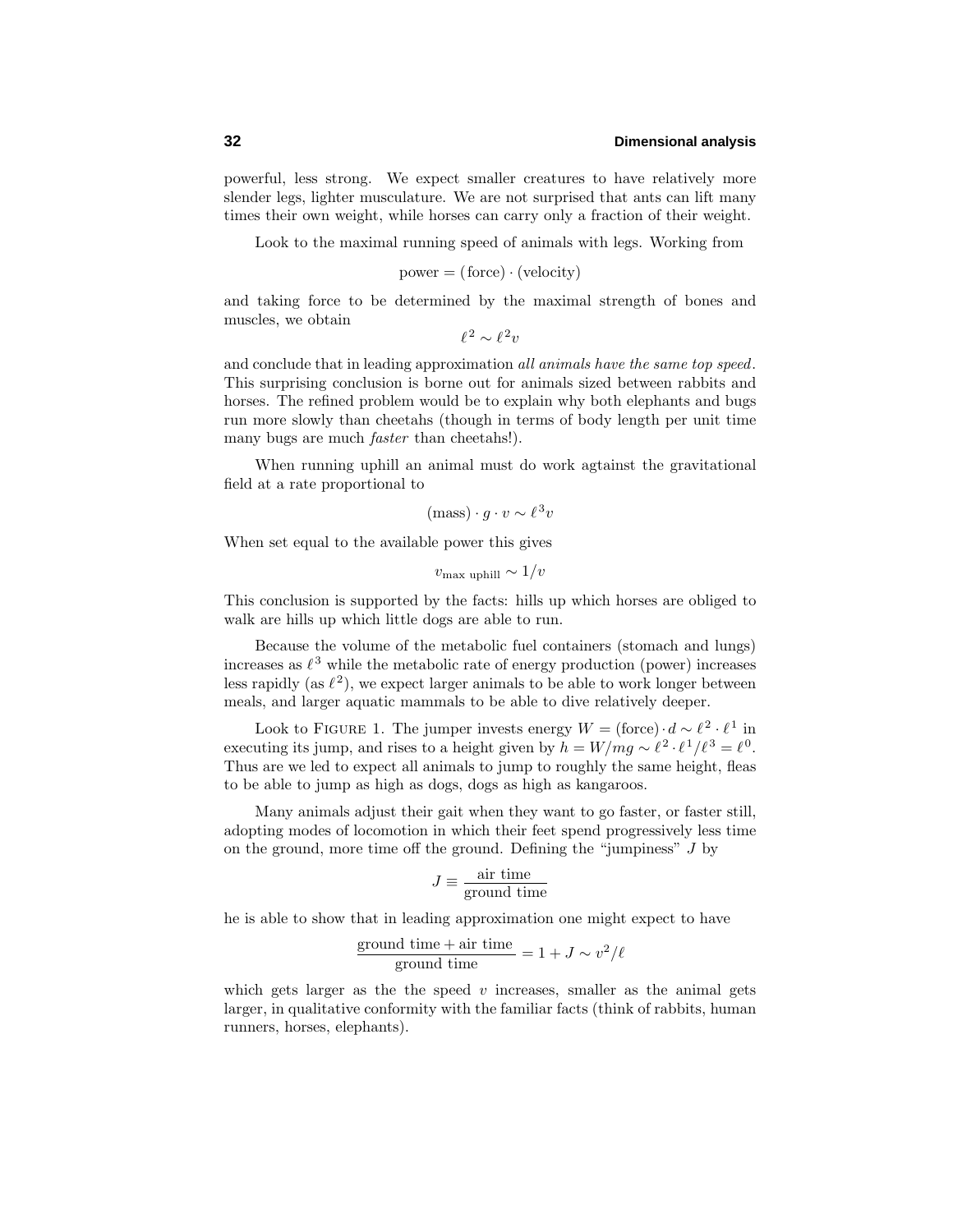powerful, less strong. We expect smaller creatures to have relatively more slender legs, lighter musculature. We are not surprised that ants can lift many times their own weight, while horses can carry only a fraction of their weight.

Look to the maximal running speed of animals with legs. Working from

$$\text{power} = (\text{force}) \cdot (\text{velocity})$$

and taking force to be determined by the maximal strength of bones and muscles, we obtain

$$\ell^2 \sim \ell^2 v$$

and conclude that in leading approximation *all animals have the same top speed*. This surprising conclusion is borne out for animals sized between rabbits and horses. The refined problem would be to explain why both elephants and bugs run more slowly than cheetahs (though in terms of body length per unit time many bugs are much *faster* than cheetahs!).

When running uphill an animal must do work agtainst the gravitational field at a rate proportional to

$$(\text{mass}) \cdot g \cdot v \sim \ell^3 v$$

When set equal to the available power this gives

$$v_{\text{max uphill}} \sim 1/v$$

This conclusion is supported by the facts: hills up which horses are obliged to walk are hills up which little dogs are able to run.

Because the volume of the metabolic fuel containers (stomach and lungs) increases as $\ell^3$ while the metabolic rate of energy production (power) increases less rapidly (as $\ell^2$), we expect larger animals to be able to work longer between meals, and larger aquatic mammals to be able to dive relatively deeper.

Look to FIGURE 1. The jumper invests energy $W = (\text{force}) \cdot d \sim \ell^2 \cdot \ell^1$ in executing its jump, and rises to a height given by $h = W/mg \sim \ell^2 \cdot \ell^1/\ell^3 = \ell^0$. Thus are we led to expect all animals to jump to roughly the same height, fleas to be able to jump as high as dogs, dogs as high as kangaroos.

Many animals adjust their gait when they want to go faster, or faster still, adopting modes of locomotion in which their feet spend progressively less time on the ground, more time off the ground. Defining the "jumpiness" $J$ by

$$J \equiv \frac{\text{air time}}{\text{ground time}}$$

he is able to show that in leading approximation one might expect to have

$$\frac{\text{ground time} + \text{air time}}{\text{ground time}} = 1 + J \sim v^2/\ell$$

which gets larger as the the speed $v$ increases, smaller as the animal gets larger, in qualitative conformity with the familiar facts (think of rabbits, human runners, horses, elephants).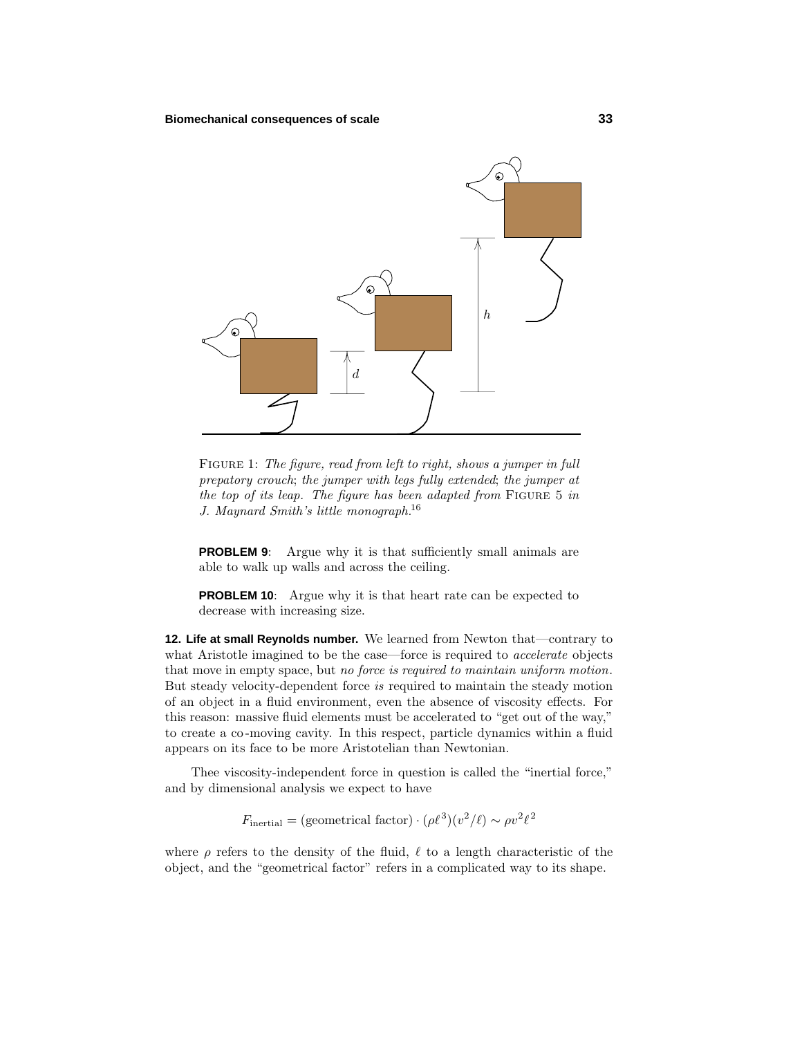FIGURE 1: *The figure, read from left to right, shows a jumper in full prepratory crouch; the jumper with legs fully extended; the jumper at the top of its leap. The figure has been adapted from* FIGURE 5 *in J. Maynard Smith's little monograph.*[16]

**PROBLEM 9**: Argue why it is that sufficiently small animals are able to walk up walls and across the ceiling.

**PROBLEM 10**: Argue why it is that heart rate can be expected to decrease with increasing size.

**12. Life at small Reynolds number.** We learned from Newton that—contrary to what Aristotle imagined to be the case—force is required to *accelerate* objects that move in empty space, but *no force is required to maintain uniform motion*. But steady velocity-dependent force *is* required to maintain the steady motion of an object in a fluid environment, even the absence of viscosity effects. For this reason: massive fluid elements must be accelerated to "get out of the way," to create a co-moving cavity. In this respect, particle dynamics within a fluid appears on its face to be more Aristotelian than Newtonian.

Thee viscosity-independent force in question is called the "inertial force," and by dimensional analysis we expect to have

$$F_{\text{inertial}} = (\text{geometrical factor}) \cdot (\rho\ell^3)(v^2/\ell) \sim \rho v^2 \ell^2$$

where $\rho$ refers to the density of the fluid, $\ell$ to a length characteristic of the object, and the "geometrical factor" refers in a complicated way to its shape.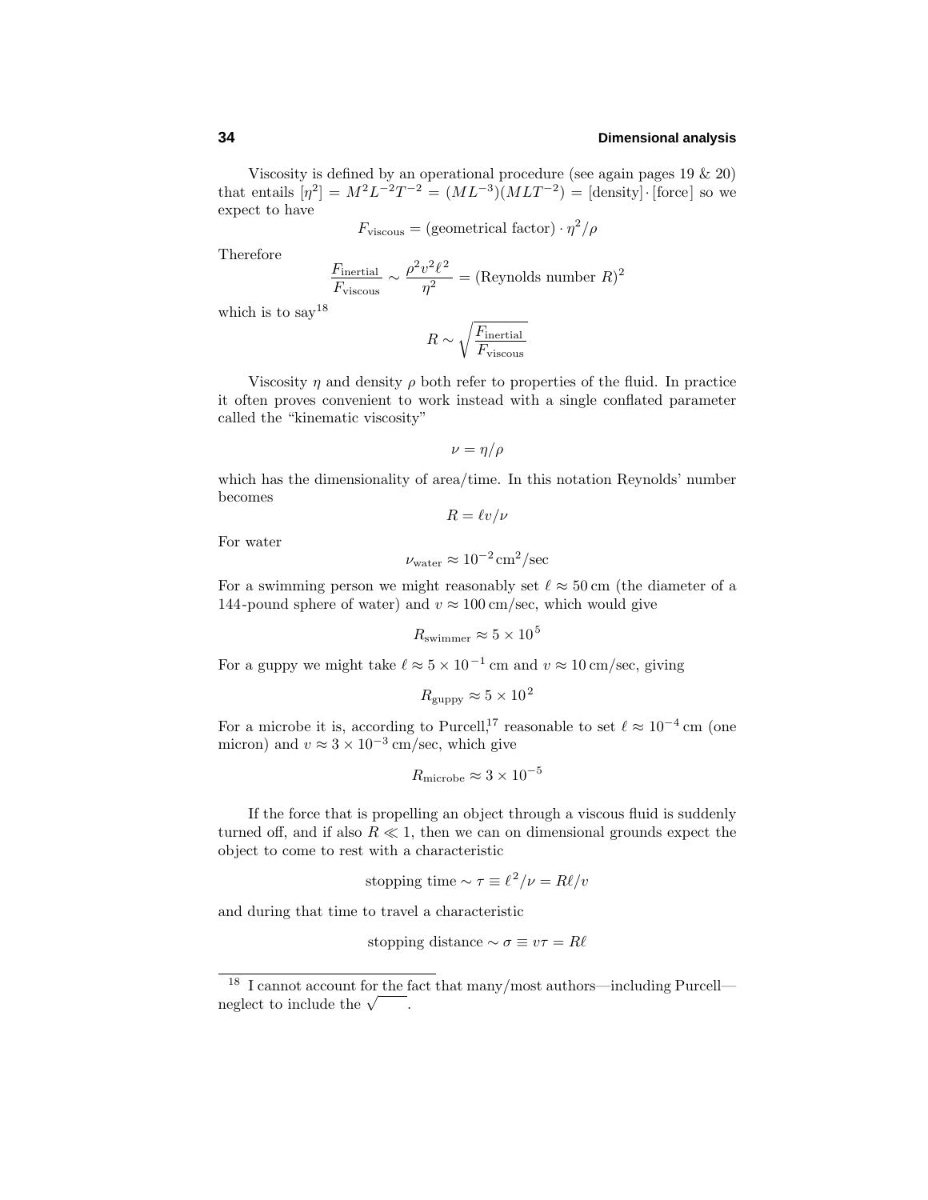Viscosity is defined by an operational procedure (see again pages 19 & 20) that entails $[\eta^2] = M^2L^{-2}T^{-2} = (ML^{-3})(MLT^{-2}) = [\text{density}]\cdot[\text{force}]$ so we expect to have

$$F_{\text{viscous}} = (\text{geometrical factor}) \cdot \eta^2/\rho$$

Therefore

$$\frac{F_{\text{inertial}}}{F_{\text{viscous}}} \sim \frac{\rho^2 v^2 \ell^2}{\eta^2} = (\text{Reynolds number } R)^2$$

which is to say[18]

$$R \sim \sqrt{\frac{F_{\text{inertial}}}{F_{\text{viscous}}}}$$

Viscosity $\eta$ and density $\rho$ both refer to properties of the fluid. In practice it often proves convenient to work instead with a single conflated parameter called the "kinematic viscosity"

$$\nu = \eta/\rho$$

which has the dimensionality of area/time. In this notation Reynolds' number becomes

$$R = \ell v/\nu$$

For water

$$\nu_{\text{water}} \approx 10^{-2}\,\text{cm}^2/\text{sec}$$

For a swimming person we might reasonably set $\ell \approx 50\,\text{cm}$ (the diameter of a 144-pound sphere of water) and $v \approx 100\,\text{cm/sec}$, which would give

$$R_{\text{swimmer}} \approx 5 \times 10^5$$

For a guppy we might take $\ell \approx 5 \times 10^{-1}\,\text{cm}$ and $v \approx 10\,\text{cm/sec}$, giving

$$R_{\text{guppy}} \approx 5 \times 10^2$$

For a microbe it is, according to Purcell,[17] reasonable to set $\ell \approx 10^{-4}\,\text{cm}$ (one micron) and $v \approx 3 \times 10^{-3}\,\text{cm/sec}$, which give

$$R_{\text{microbe}} \approx 3 \times 10^{-5}$$

If the force that is propelling an object through a viscous fluid is suddenly turned off, and if also $R \ll 1$, then we can on dimensional grounds expect the object to come to rest with a characteristic

$$\text{stopping time} \sim \tau \equiv \ell^2/\nu = R\ell/v$$

and during that time to travel a characteristic

$$\text{stopping distance} \sim \sigma \equiv v\tau = R\ell$$

---

[18] I cannot account for the fact that many/most authors—including Purcell—neglect to include the $\sqrt{\quad}$.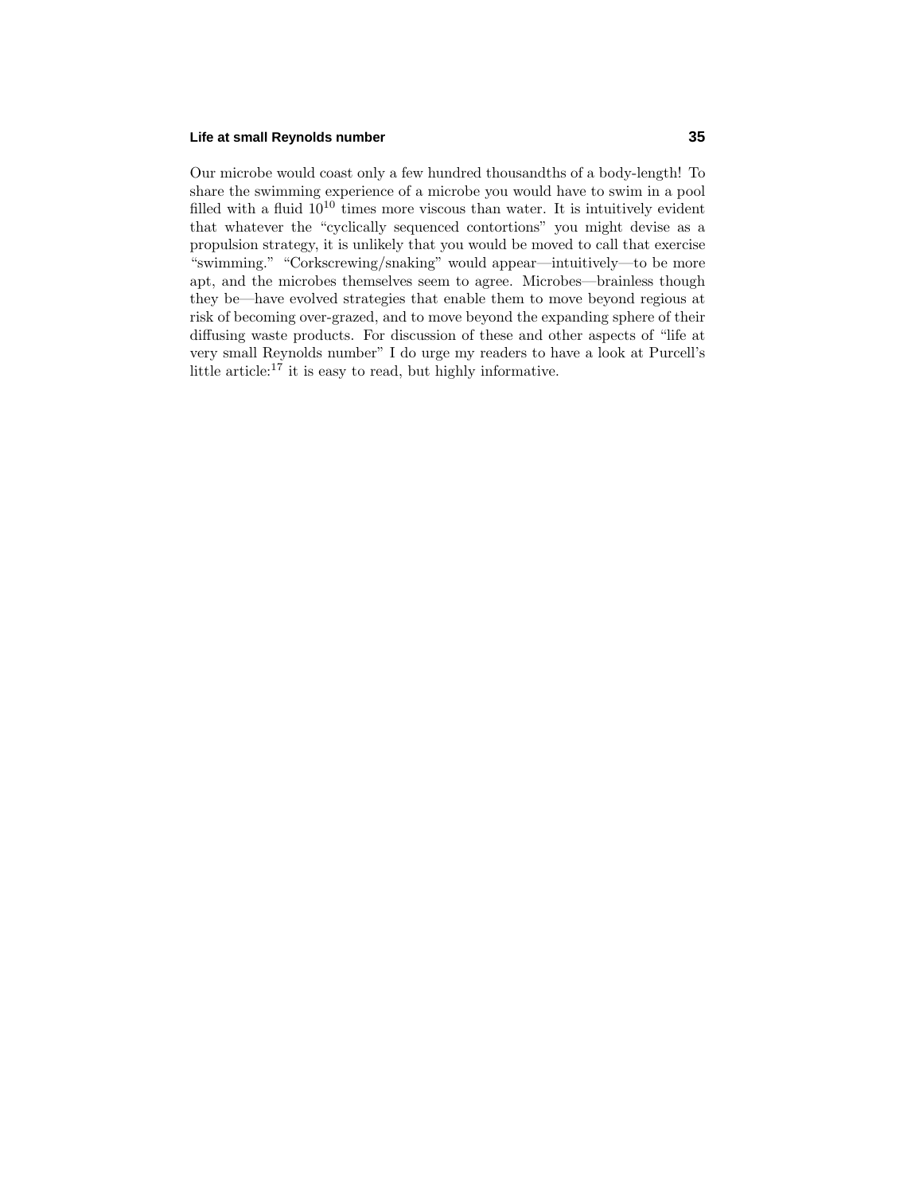Our microbe would coast only a few hundred thousandths of a body-length! To share the swimming experience of a microbe you would have to swim in a pool filled with a fluid $10^{10}$ times more viscous than water. It is intuitively evident that whatever the "cyclically sequenced contortions" you might devise as a propulsion strategy, it is unlikely that you would be moved to call that exercise "swimming." "Corkscrewing/snaking" would appear—intuitively—to be more apt, and the microbes themselves seem to agree. Microbes—brainless though they be—have evolved strategies that enable them to move beyond regious at risk of becoming over-grazed, and to move beyond the expanding sphere of their diffusing waste products. For discussion of these and other aspects of "life at very small Reynolds number" I do urge my readers to have a look at Purcell's little article:[17] it is easy to read, but highly informative.